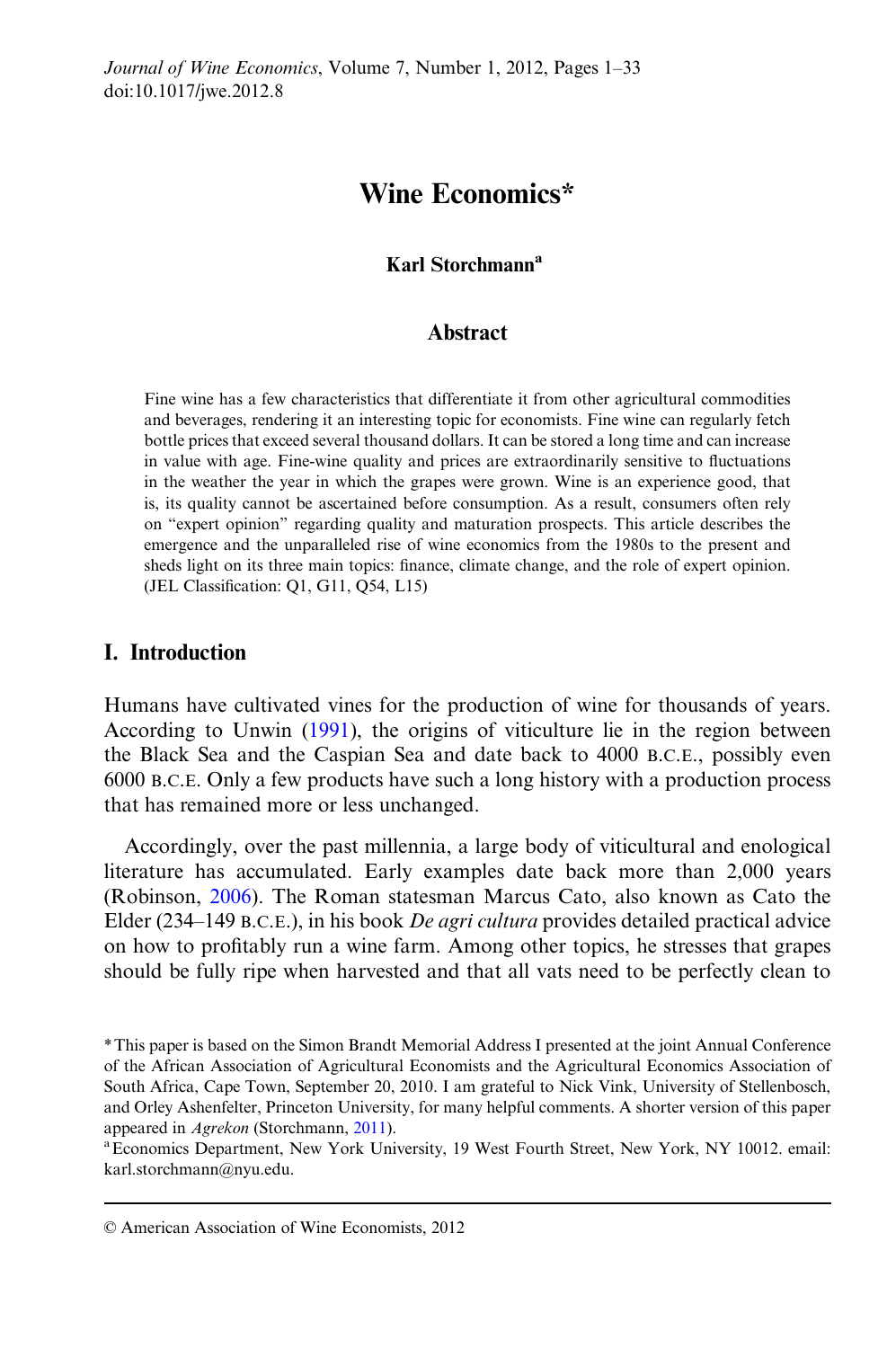# Wine Economics*

**Karl Storchmann**[a]

## Abstract

Fine wine has a few characteristics that differentiate it from other agricultural commodities and beverages, rendering it an interesting topic for economists. Fine wine can regularly fetch bottle prices that exceed several thousand dollars. It can be stored a long time and can increase in value with age. Fine-wine quality and prices are extraordinarily sensitive to fluctuations in the weather the year in which the grapes were grown. Wine is an experience good, that is, its quality cannot be ascertained before consumption. As a result, consumers often rely on "expert opinion" regarding quality and maturation prospects. This article describes the emergence and the unparalleled rise of wine economics from the 1980s to the present and sheds light on its three main topics: finance, climate change, and the role of expert opinion. (JEL Classification: Q1, G11, Q54, L15)

## I. Introduction

Humans have cultivated vines for the production of wine for thousands of years. According to Unwin (1991), the origins of viticulture lie in the region between the Black Sea and the Caspian Sea and date back to 4000 B.C.E., possibly even 6000 B.C.E. Only a few products have such a long history with a production process that has remained more or less unchanged.

Accordingly, over the past millennia, a large body of viticultural and enological literature has accumulated. Early examples date back more than 2,000 years (Robinson, 2006). The Roman statesman Marcus Cato, also known as Cato the Elder (234–149 B.C.E.), in his book *De agri cultura* provides detailed practical advice on how to profitably run a wine farm. Among other topics, he stresses that grapes should be fully ripe when harvested and that all vats need to be perfectly clean to

*This paper is based on the Simon Brandt Memorial Address I presented at the joint Annual Conference of the African Association of Agricultural Economists and the Agricultural Economics Association of South Africa, Cape Town, September 20, 2010. I am grateful to Nick Vink, University of Stellenbosch, and Orley Ashenfelter, Princeton University, for many helpful comments. A shorter version of this paper appeared in *Agrekon* (Storchmann, 2011).

[a] Economics Department, New York University, 19 West Fourth Street, New York, NY 10012. email: karl.storchmann@nyu.edu.

© American Association of Wine Economists, 2012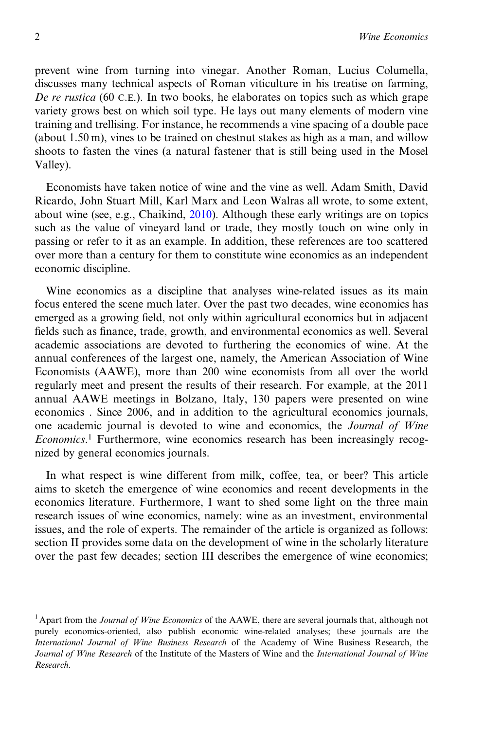prevent wine from turning into vinegar. Another Roman, Lucius Columella, discusses many technical aspects of Roman viticulture in his treatise on farming, *De re rustica* (60 C.E.). In two books, he elaborates on topics such as which grape variety grows best on which soil type. He lays out many elements of modern vine training and trellising. For instance, he recommends a vine spacing of a double pace (about 1.50 m), vines to be trained on chestnut stakes as high as a man, and willow shoots to fasten the vines (a natural fastener that is still being used in the Mosel Valley).

Economists have taken notice of wine and the vine as well. Adam Smith, David Ricardo, John Stuart Mill, Karl Marx and Leon Walras all wrote, to some extent, about wine (see, e.g., Chaikind, 2010). Although these early writings are on topics such as the value of vineyard land or trade, they mostly touch on wine only in passing or refer to it as an example. In addition, these references are too scattered over more than a century for them to constitute wine economics as an independent economic discipline.

Wine economics as a discipline that analyses wine-related issues as its main focus entered the scene much later. Over the past two decades, wine economics has emerged as a growing field, not only within agricultural economics but in adjacent fields such as finance, trade, growth, and environmental economics as well. Several academic associations are devoted to furthering the economics of wine. At the annual conferences of the largest one, namely, the American Association of Wine Economists (AAWE), more than 200 wine economists from all over the world regularly meet and present the results of their research. For example, at the 2011 annual AAWE meetings in Bolzano, Italy, 130 papers were presented on wine economics . Since 2006, and in addition to the agricultural economics journals, one academic journal is devoted to wine and economics, the *Journal of Wine Economics*.[1] Furthermore, wine economics research has been increasingly recognized by general economics journals.

In what respect is wine different from milk, coffee, tea, or beer? This article aims to sketch the emergence of wine economics and recent developments in the economics literature. Furthermore, I want to shed some light on the three main research issues of wine economics, namely: wine as an investment, environmental issues, and the role of experts. The remainder of the article is organized as follows: section II provides some data on the development of wine in the scholarly literature over the past few decades; section III describes the emergence of wine economics;

[1] Apart from the *Journal of Wine Economics* of the AAWE, there are several journals that, although not purely economics-oriented, also publish economic wine-related analyses; these journals are the *International Journal of Wine Business Research* of the Academy of Wine Business Research, the *Journal of Wine Research* of the Institute of the Masters of Wine and the *International Journal of Wine Research*.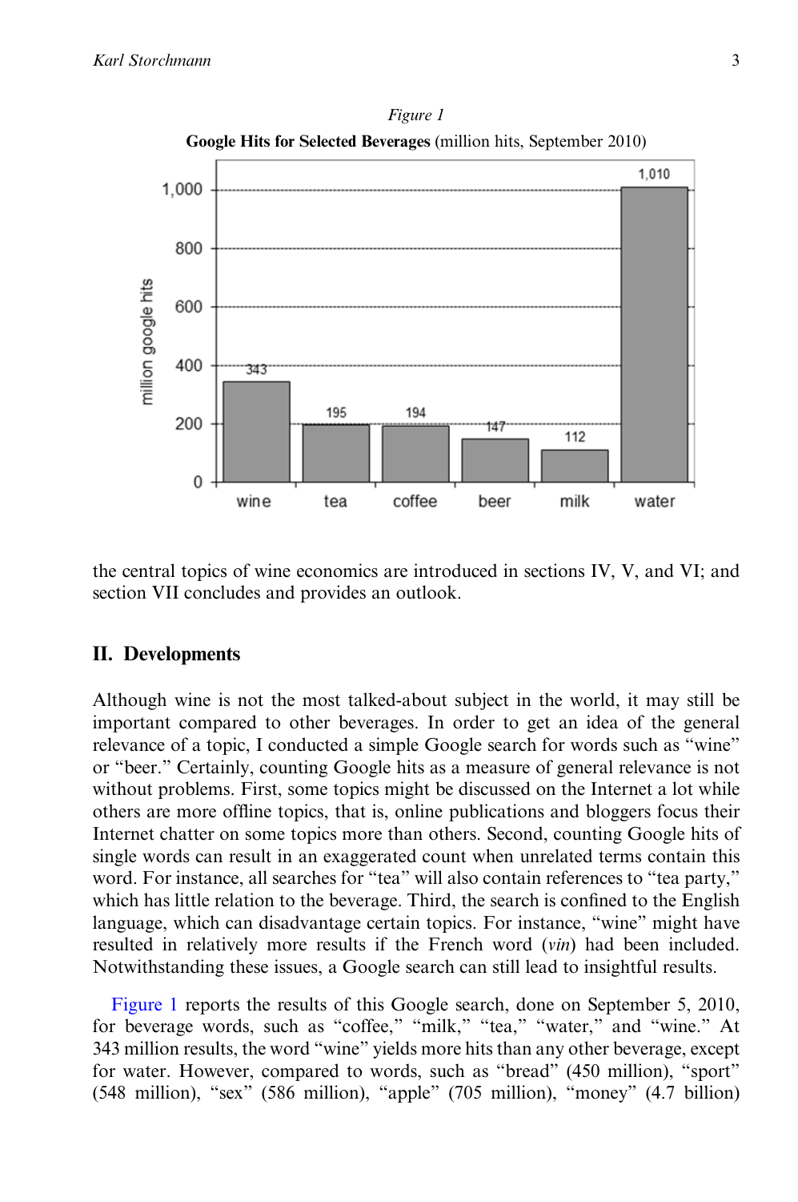*Figure 1*

**Google Hits for Selected Beverages** (million hits, September 2010)

the central topics of wine economics are introduced in sections IV, V, and VI; and section VII concludes and provides an outlook.

## II. Developments

Although wine is not the most talked-about subject in the world, it may still be important compared to other beverages. In order to get an idea of the general relevance of a topic, I conducted a simple Google search for words such as "wine" or "beer." Certainly, counting Google hits as a measure of general relevance is not without problems. First, some topics might be discussed on the Internet a lot while others are more offline topics, that is, online publications and bloggers focus their Internet chatter on some topics more than others. Second, counting Google hits of single words can result in an exaggerated count when unrelated terms contain this word. For instance, all searches for "tea" will also contain references to "tea party," which has little relation to the beverage. Third, the search is confined to the English language, which can disadvantage certain topics. For instance, "wine" might have resulted in relatively more results if the French word (*vin*) had been included. Notwithstanding these issues, a Google search can still lead to insightful results.

Figure 1 reports the results of this Google search, done on September 5, 2010, for beverage words, such as "coffee," "milk," "tea," "water," and "wine." At 343 million results, the word "wine" yields more hits than any other beverage, except for water. However, compared to words, such as "bread" (450 million), "sport" (548 million), "sex" (586 million), "apple" (705 million), "money" (4.7 billion)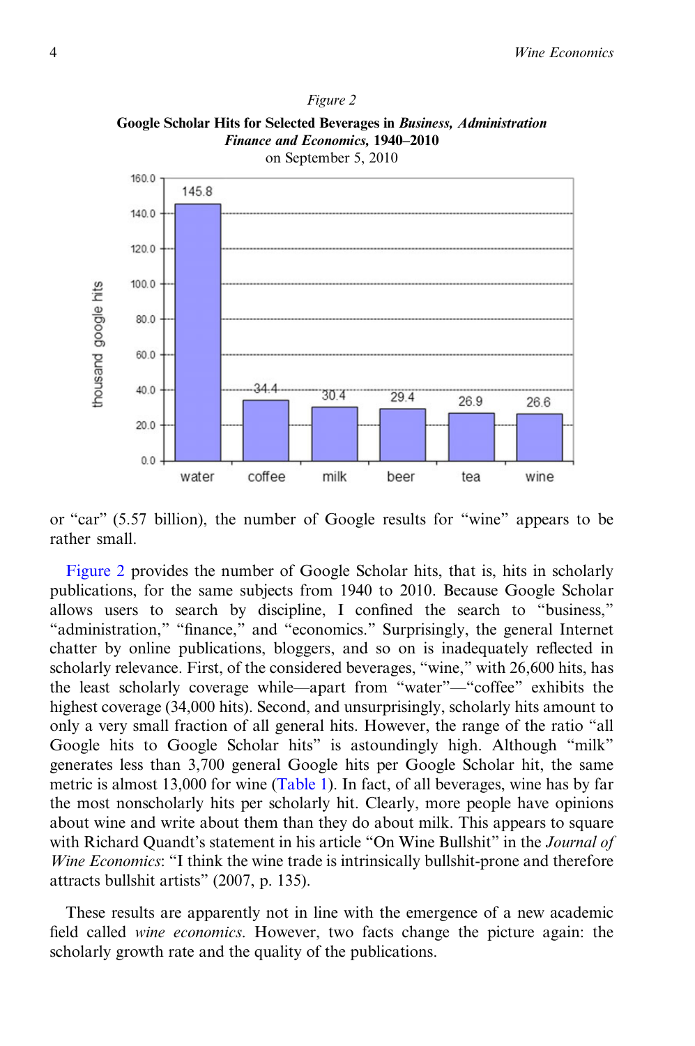*Figure 2*

**Google Scholar Hits for Selected Beverages in *Business, Administration Finance and Economics*, 1940–2010**

on September 5, 2010

| | water | coffee | milk | beer | tea | wine |
|---|---|---|---|---|---|---|
| thousand google hits | 145.8 | 34.4 | 30.4 | 29.4 | 26.9 | 26.6 |

or "car" (5.57 billion), the number of Google results for "wine" appears to be rather small.

Figure 2 provides the number of Google Scholar hits, that is, hits in scholarly publications, for the same subjects from 1940 to 2010. Because Google Scholar allows users to search by discipline, I confined the search to "business," "administration," "finance," and "economics." Surprisingly, the general Internet chatter by online publications, bloggers, and so on is inadequately reflected in scholarly relevance. First, of the considered beverages, "wine," with 26,600 hits, has the least scholarly coverage while—apart from "water"—"coffee" exhibits the highest coverage (34,000 hits). Second, and unsurprisingly, scholarly hits amount to only a very small fraction of all general hits. However, the range of the ratio "all Google hits to Google Scholar hits" is astoundingly high. Although "milk" generates less than 3,700 general Google hits per Google Scholar hit, the same metric is almost 13,000 for wine (Table 1). In fact, of all beverages, wine has by far the most nonscholarly hits per scholarly hit. Clearly, more people have opinions about wine and write about them than they do about milk. This appears to square with Richard Quandt's statement in his article "On Wine Bullshit" in the *Journal of Wine Economics*: "I think the wine trade is intrinsically bullshit-prone and therefore attracts bullshit artists" (2007, p. 135).

These results are apparently not in line with the emergence of a new academic field called *wine economics*. However, two facts change the picture again: the scholarly growth rate and the quality of the publications.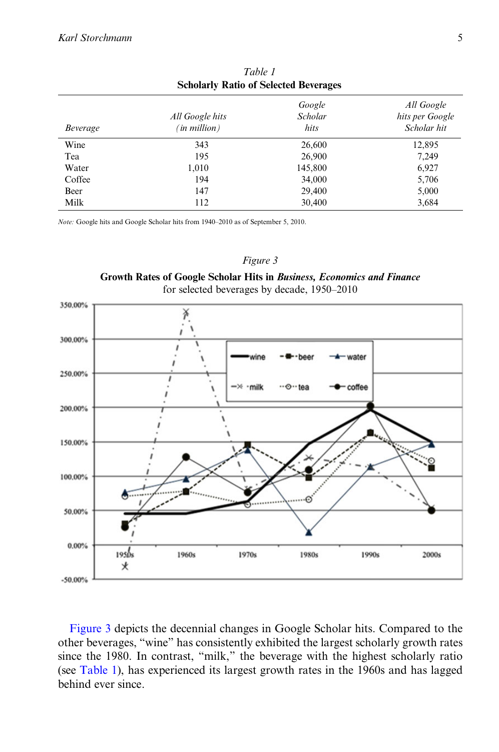*Table 1*

**Scholarly Ratio of Selected Beverages**

| *Beverage* | *All Google hits (in million)* | *Google Scholar hits* | *All Google hits per Google Scholar hit* |
|---|---|---|---|
| Wine | 343 | 26,600 | 12,895 |
| Tea | 195 | 26,900 | 7,249 |
| Water | 1,010 | 145,800 | 6,927 |
| Coffee | 194 | 34,000 | 5,706 |
| Beer | 147 | 29,400 | 5,000 |
| Milk | 112 | 30,400 | 3,684 |

*Note:* Google hits and Google Scholar hits from 1940–2010 as of September 5, 2010.

*Figure 3*

**Growth Rates of Google Scholar Hits in *Business, Economics and Finance***

for selected beverages by decade, 1950–2010

Figure 3 depicts the decennial changes in Google Scholar hits. Compared to the other beverages, "wine" has consistently exhibited the largest scholarly growth rates since the 1980. In contrast, "milk," the beverage with the highest scholarly ratio (see Table 1), has experienced its largest growth rates in the 1960s and has lagged behind ever since.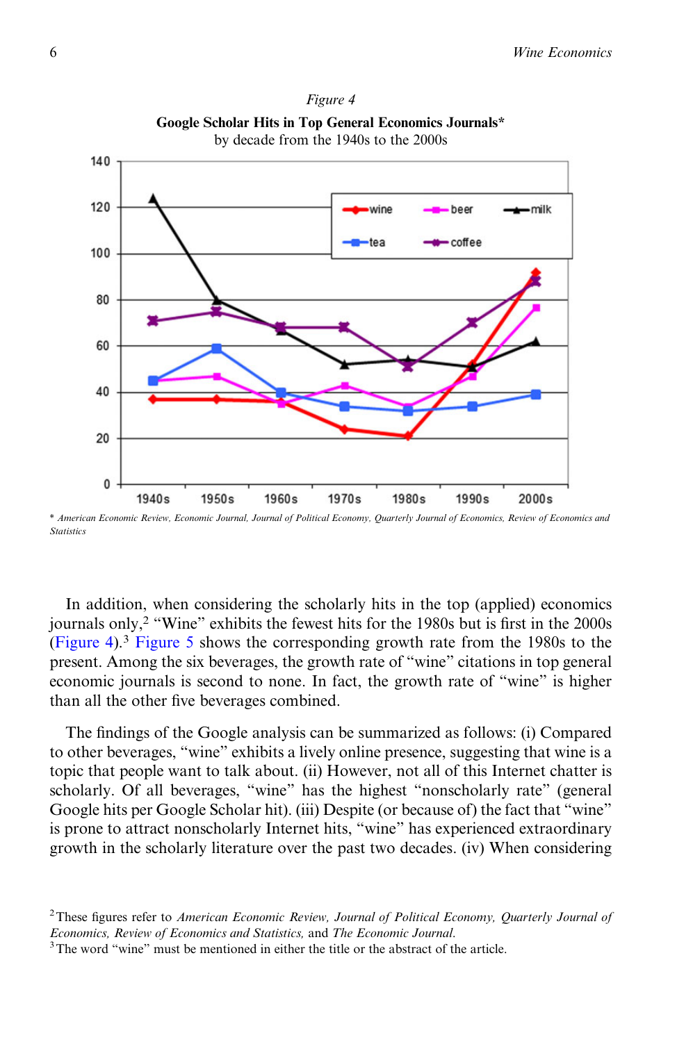*Figure 4*

**Google Scholar Hits in Top General Economics Journals***
by decade from the 1940s to the 2000s

\* *American Economic Review, Economic Journal, Journal of Political Economy, Quarterly Journal of Economics, Review of Economics and Statistics*

In addition, when considering the scholarly hits in the top (applied) economics journals only,[2] "Wine" exhibits the fewest hits for the 1980s but is first in the 2000s (Figure 4).[3] Figure 5 shows the corresponding growth rate from the 1980s to the present. Among the six beverages, the growth rate of "wine" citations in top general economic journals is second to none. In fact, the growth rate of "wine" is higher than all the other five beverages combined.

The findings of the Google analysis can be summarized as follows: (i) Compared to other beverages, "wine" exhibits a lively online presence, suggesting that wine is a topic that people want to talk about. (ii) However, not all of this Internet chatter is scholarly. Of all beverages, "wine" has the highest "nonscholarly rate" (general Google hits per Google Scholar hit). (iii) Despite (or because of) the fact that "wine" is prone to attract nonscholarly Internet hits, "wine" has experienced extraordinary growth in the scholarly literature over the past two decades. (iv) When considering

[2] These figures refer to *American Economic Review, Journal of Political Economy, Quarterly Journal of Economics, Review of Economics and Statistics,* and *The Economic Journal.*

[3] The word "wine" must be mentioned in either the title or the abstract of the article.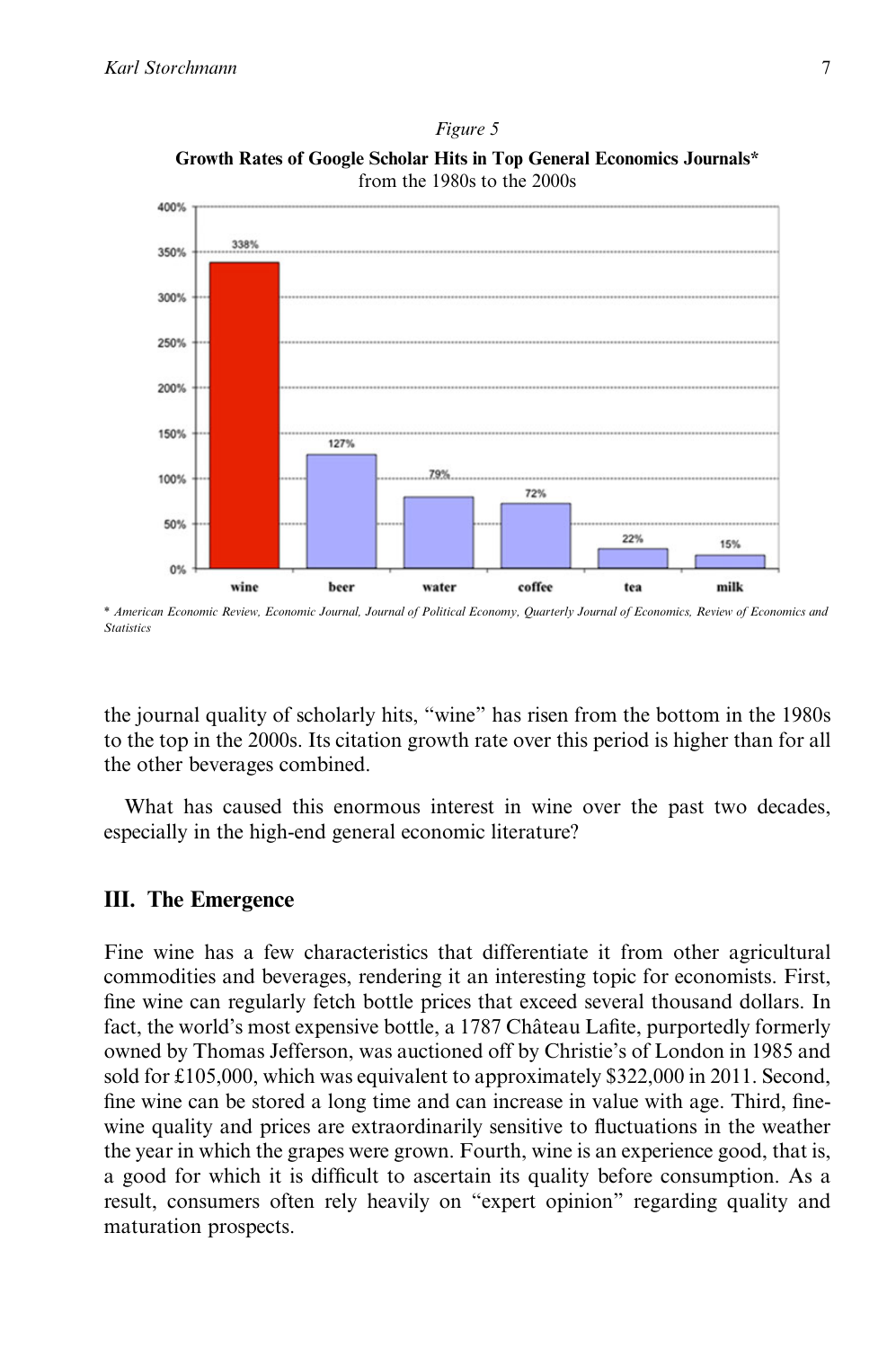*Figure 5*

**Growth Rates of Google Scholar Hits in Top General Economics Journals***
from the 1980s to the 2000s

| | wine | beer | water | coffee | tea | milk |
|---|---|---|---|---|---|---|
| Growth rate | 338% | 127% | 79% | 72% | 22% | 15% |

\* *American Economic Review, Economic Journal, Journal of Political Economy, Quarterly Journal of Economics, Review of Economics and Statistics*

the journal quality of scholarly hits, "wine" has risen from the bottom in the 1980s to the top in the 2000s. Its citation growth rate over this period is higher than for all the other beverages combined.

What has caused this enormous interest in wine over the past two decades, especially in the high-end general economic literature?

## III. The Emergence

Fine wine has a few characteristics that differentiate it from other agricultural commodities and beverages, rendering it an interesting topic for economists. First, fine wine can regularly fetch bottle prices that exceed several thousand dollars. In fact, the world's most expensive bottle, a 1787 Château Lafite, purportedly formerly owned by Thomas Jefferson, was auctioned off by Christie's of London in 1985 and sold for £105,000, which was equivalent to approximately $322,000 in 2011. Second, fine wine can be stored a long time and can increase in value with age. Third, fine-wine quality and prices are extraordinarily sensitive to fluctuations in the weather the year in which the grapes were grown. Fourth, wine is an experience good, that is, a good for which it is difficult to ascertain its quality before consumption. As a result, consumers often rely heavily on "expert opinion" regarding quality and maturation prospects.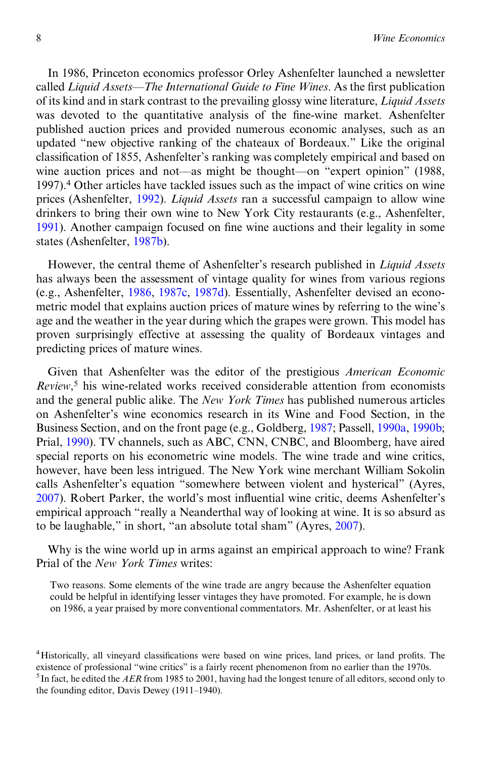In 1986, Princeton economics professor Orley Ashenfelter launched a newsletter called *Liquid Assets—The International Guide to Fine Wines*. As the first publication of its kind and in stark contrast to the prevailing glossy wine literature, *Liquid Assets* was devoted to the quantitative analysis of the fine-wine market. Ashenfelter published auction prices and provided numerous economic analyses, such as an updated "new objective ranking of the chateaux of Bordeaux." Like the original classification of 1855, Ashenfelter's ranking was completely empirical and based on wine auction prices and not—as might be thought—on "expert opinion" (1988, 1997).[4] Other articles have tackled issues such as the impact of wine critics on wine prices (Ashenfelter, 1992). *Liquid Assets* ran a successful campaign to allow wine drinkers to bring their own wine to New York City restaurants (e.g., Ashenfelter, 1991). Another campaign focused on fine wine auctions and their legality in some states (Ashenfelter, 1987b).

However, the central theme of Ashenfelter's research published in *Liquid Assets* has always been the assessment of vintage quality for wines from various regions (e.g., Ashenfelter, 1986, 1987c, 1987d). Essentially, Ashenfelter devised an econometric model that explains auction prices of mature wines by referring to the wine's age and the weather in the year during which the grapes were grown. This model has proven surprisingly effective at assessing the quality of Bordeaux vintages and predicting prices of mature wines.

Given that Ashenfelter was the editor of the prestigious *American Economic Review*,[5] his wine-related works received considerable attention from economists and the general public alike. The *New York Times* has published numerous articles on Ashenfelter's wine economics research in its Wine and Food Section, in the Business Section, and on the front page (e.g., Goldberg, 1987; Passell, 1990a, 1990b; Prial, 1990). TV channels, such as ABC, CNN, CNBC, and Bloomberg, have aired special reports on his econometric wine models. The wine trade and wine critics, however, have been less intrigued. The New York wine merchant William Sokolin calls Ashenfelter's equation "somewhere between violent and hysterical" (Ayres, 2007). Robert Parker, the world's most influential wine critic, deems Ashenfelter's empirical approach "really a Neanderthal way of looking at wine. It is so absurd as to be laughable," in short, "an absolute total sham" (Ayres, 2007).

Why is the wine world up in arms against an empirical approach to wine? Frank Prial of the *New York Times* writes:

> Two reasons. Some elements of the wine trade are angry because the Ashenfelter equation could be helpful in identifying lesser vintages they have promoted. For example, he is down on 1986, a year praised by more conventional commentators. Mr. Ashenfelter, or at least his

[4] Historically, all vineyard classifications were based on wine prices, land prices, or land profits. The existence of professional "wine critics" is a fairly recent phenomenon from no earlier than the 1970s.

[5] In fact, he edited the *AER* from 1985 to 2001, having had the longest tenure of all editors, second only to the founding editor, Davis Dewey (1911–1940).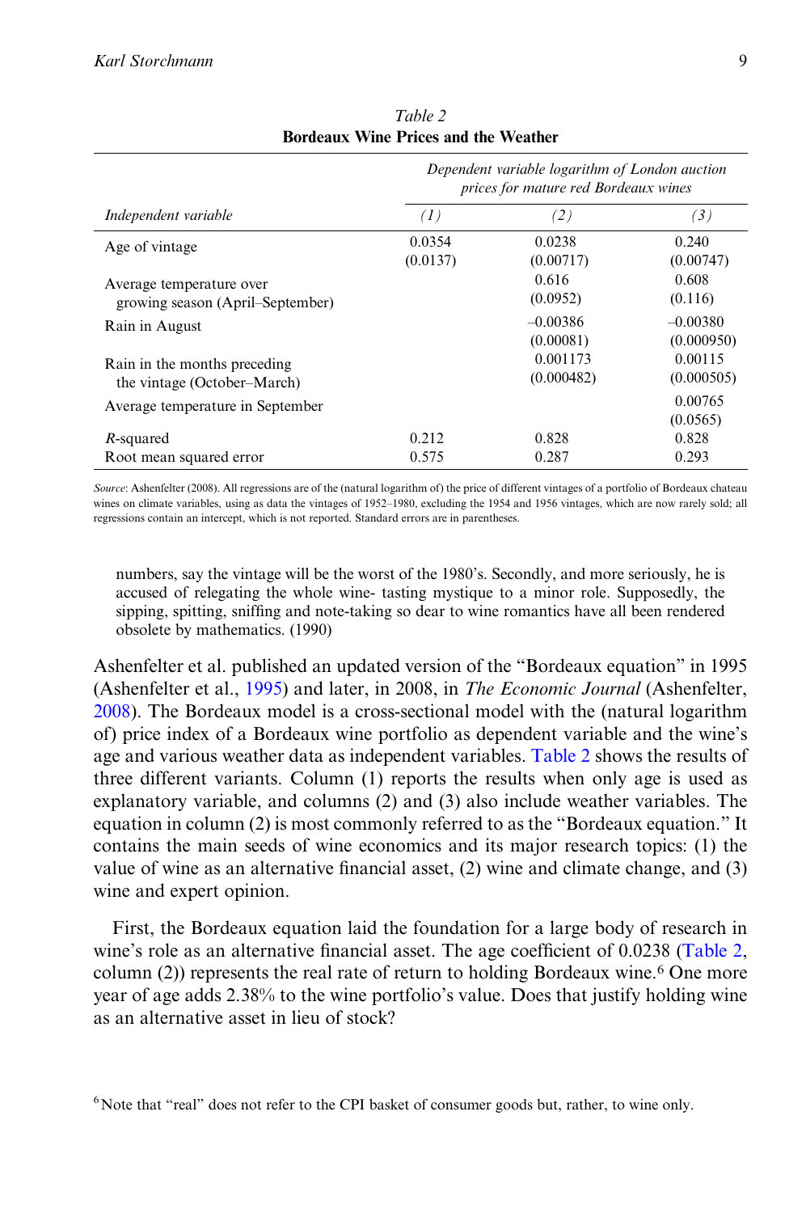*Table 2*
**Bordeaux Wine Prices and the Weather**

| | *Dependent variable logarithm of London auction prices for mature red Bordeaux wines* | | |
|---|---|---|---|
| *Independent variable* | *(1)* | *(2)* | *(3)* |
| Age of vintage | 0.0354<br>(0.0137) | 0.0238<br>(0.00717) | 0.240<br>(0.00747) |
| Average temperature over growing season (April–September) | | 0.616<br>(0.0952) | 0.608<br>(0.116) |
| Rain in August | | –0.00386<br>(0.00081) | –0.00380<br>(0.000950) |
| Rain in the months preceding the vintage (October–March) | | 0.001173<br>(0.000482) | 0.00115<br>(0.000505) |
| Average temperature in September | | | 0.00765<br>(0.0565) |
| *R*-squared | 0.212 | 0.828 | 0.828 |
| Root mean squared error | 0.575 | 0.287 | 0.293 |

*Source*: Ashenfelter (2008). All regressions are of the (natural logarithm of) the price of different vintages of a portfolio of Bordeaux chateau wines on climate variables, using as data the vintages of 1952–1980, excluding the 1954 and 1956 vintages, which are now rarely sold; all regressions contain an intercept, which is not reported. Standard errors are in parentheses.

> numbers, say the vintage will be the worst of the 1980's. Secondly, and more seriously, he is accused of relegating the whole wine- tasting mystique to a minor role. Supposedly, the sipping, spitting, sniffing and note-taking so dear to wine romantics have all been rendered obsolete by mathematics. (1990)

Ashenfelter et al. published an updated version of the "Bordeaux equation" in 1995 (Ashenfelter et al., 1995) and later, in 2008, in *The Economic Journal* (Ashenfelter, 2008). The Bordeaux model is a cross-sectional model with the (natural logarithm of) price index of a Bordeaux wine portfolio as dependent variable and the wine's age and various weather data as independent variables. Table 2 shows the results of three different variants. Column (1) reports the results when only age is used as explanatory variable, and columns (2) and (3) also include weather variables. The equation in column (2) is most commonly referred to as the "Bordeaux equation." It contains the main seeds of wine economics and its major research topics: (1) the value of wine as an alternative financial asset, (2) wine and climate change, and (3) wine and expert opinion.

First, the Bordeaux equation laid the foundation for a large body of research in wine's role as an alternative financial asset. The age coefficient of 0.0238 (Table 2, column (2)) represents the real rate of return to holding Bordeaux wine.[6] One more year of age adds 2.38% to the wine portfolio's value. Does that justify holding wine as an alternative asset in lieu of stock?

[6] Note that "real" does not refer to the CPI basket of consumer goods but, rather, to wine only.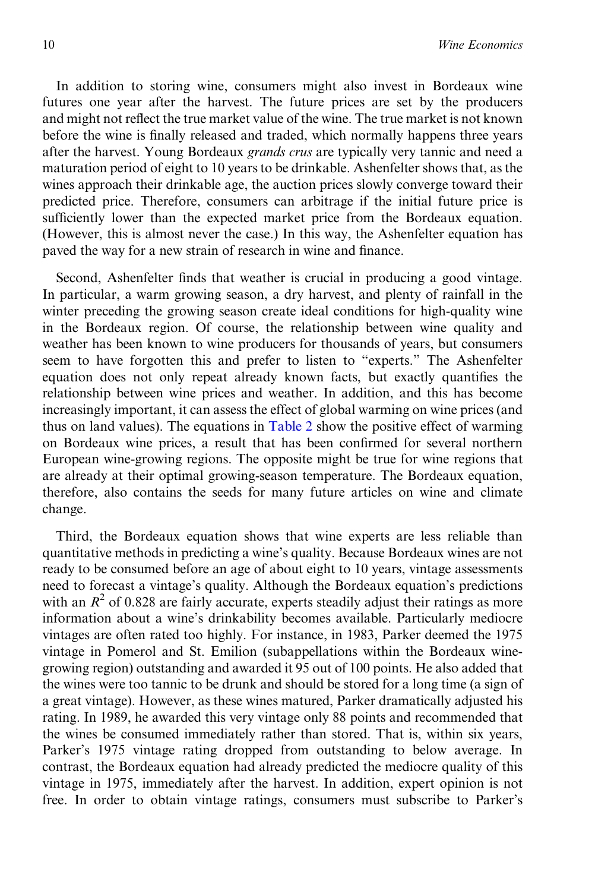In addition to storing wine, consumers might also invest in Bordeaux wine futures one year after the harvest. The future prices are set by the producers and might not reflect the true market value of the wine. The true market is not known before the wine is finally released and traded, which normally happens three years after the harvest. Young Bordeaux *grands crus* are typically very tannic and need a maturation period of eight to 10 years to be drinkable. Ashenfelter shows that, as the wines approach their drinkable age, the auction prices slowly converge toward their predicted price. Therefore, consumers can arbitrage if the initial future price is sufficiently lower than the expected market price from the Bordeaux equation. (However, this is almost never the case.) In this way, the Ashenfelter equation has paved the way for a new strain of research in wine and finance.

Second, Ashenfelter finds that weather is crucial in producing a good vintage. In particular, a warm growing season, a dry harvest, and plenty of rainfall in the winter preceding the growing season create ideal conditions for high-quality wine in the Bordeaux region. Of course, the relationship between wine quality and weather has been known to wine producers for thousands of years, but consumers seem to have forgotten this and prefer to listen to "experts." The Ashenfelter equation does not only repeat already known facts, but exactly quantifies the relationship between wine prices and weather. In addition, and this has become increasingly important, it can assess the effect of global warming on wine prices (and thus on land values). The equations in Table 2 show the positive effect of warming on Bordeaux wine prices, a result that has been confirmed for several northern European wine-growing regions. The opposite might be true for wine regions that are already at their optimal growing-season temperature. The Bordeaux equation, therefore, also contains the seeds for many future articles on wine and climate change.

Third, the Bordeaux equation shows that wine experts are less reliable than quantitative methods in predicting a wine's quality. Because Bordeaux wines are not ready to be consumed before an age of about eight to 10 years, vintage assessments need to forecast a vintage's quality. Although the Bordeaux equation's predictions with an $R^2$ of 0.828 are fairly accurate, experts steadily adjust their ratings as more information about a wine's drinkability becomes available. Particularly mediocre vintages are often rated too highly. For instance, in 1983, Parker deemed the 1975 vintage in Pomerol and St. Emilion (subappellations within the Bordeaux wine-growing region) outstanding and awarded it 95 out of 100 points. He also added that the wines were too tannic to be drunk and should be stored for a long time (a sign of a great vintage). However, as these wines matured, Parker dramatically adjusted his rating. In 1989, he awarded this very vintage only 88 points and recommended that the wines be consumed immediately rather than stored. That is, within six years, Parker's 1975 vintage rating dropped from outstanding to below average. In contrast, the Bordeaux equation had already predicted the mediocre quality of this vintage in 1975, immediately after the harvest. In addition, expert opinion is not free. In order to obtain vintage ratings, consumers must subscribe to Parker's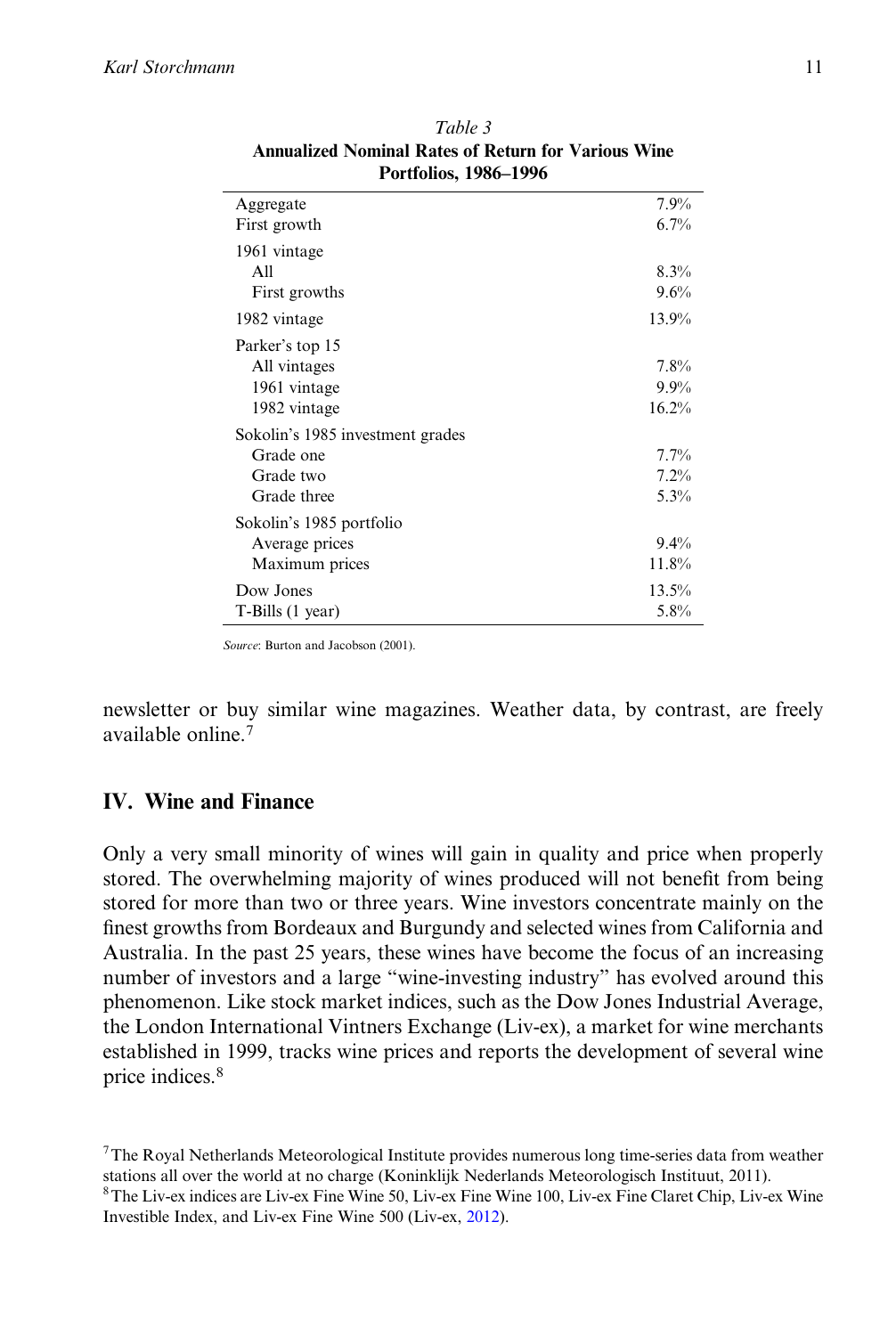*Table 3*
**Annualized Nominal Rates of Return for Various Wine Portfolios, 1986–1996**

| | |
|---|---|
| Aggregate | 7.9% |
| First growth | 6.7% |
| 1961 vintage | |
| All | 8.3% |
| First growths | 9.6% |
| 1982 vintage | 13.9% |
| Parker's top 15 | |
| All vintages | 7.8% |
| 1961 vintage | 9.9% |
| 1982 vintage | 16.2% |
| Sokolin's 1985 investment grades | |
| Grade one | 7.7% |
| Grade two | 7.2% |
| Grade three | 5.3% |
| Sokolin's 1985 portfolio | |
| Average prices | 9.4% |
| Maximum prices | 11.8% |
| Dow Jones | 13.5% |
| T-Bills (1 year) | 5.8% |

*Source*: Burton and Jacobson (2001).

newsletter or buy similar wine magazines. Weather data, by contrast, are freely available online.[7]

## IV. Wine and Finance

Only a very small minority of wines will gain in quality and price when properly stored. The overwhelming majority of wines produced will not benefit from being stored for more than two or three years. Wine investors concentrate mainly on the finest growths from Bordeaux and Burgundy and selected wines from California and Australia. In the past 25 years, these wines have become the focus of an increasing number of investors and a large "wine-investing industry" has evolved around this phenomenon. Like stock market indices, such as the Dow Jones Industrial Average, the London International Vintners Exchange (Liv-ex), a market for wine merchants established in 1999, tracks wine prices and reports the development of several wine price indices.[8]

[7] The Royal Netherlands Meteorological Institute provides numerous long time-series data from weather stations all over the world at no charge (Koninklijk Nederlands Meteorologisch Instituut, 2011).

[8] The Liv-ex indices are Liv-ex Fine Wine 50, Liv-ex Fine Wine 100, Liv-ex Fine Claret Chip, Liv-ex Wine Investible Index, and Liv-ex Fine Wine 500 (Liv-ex, 2012).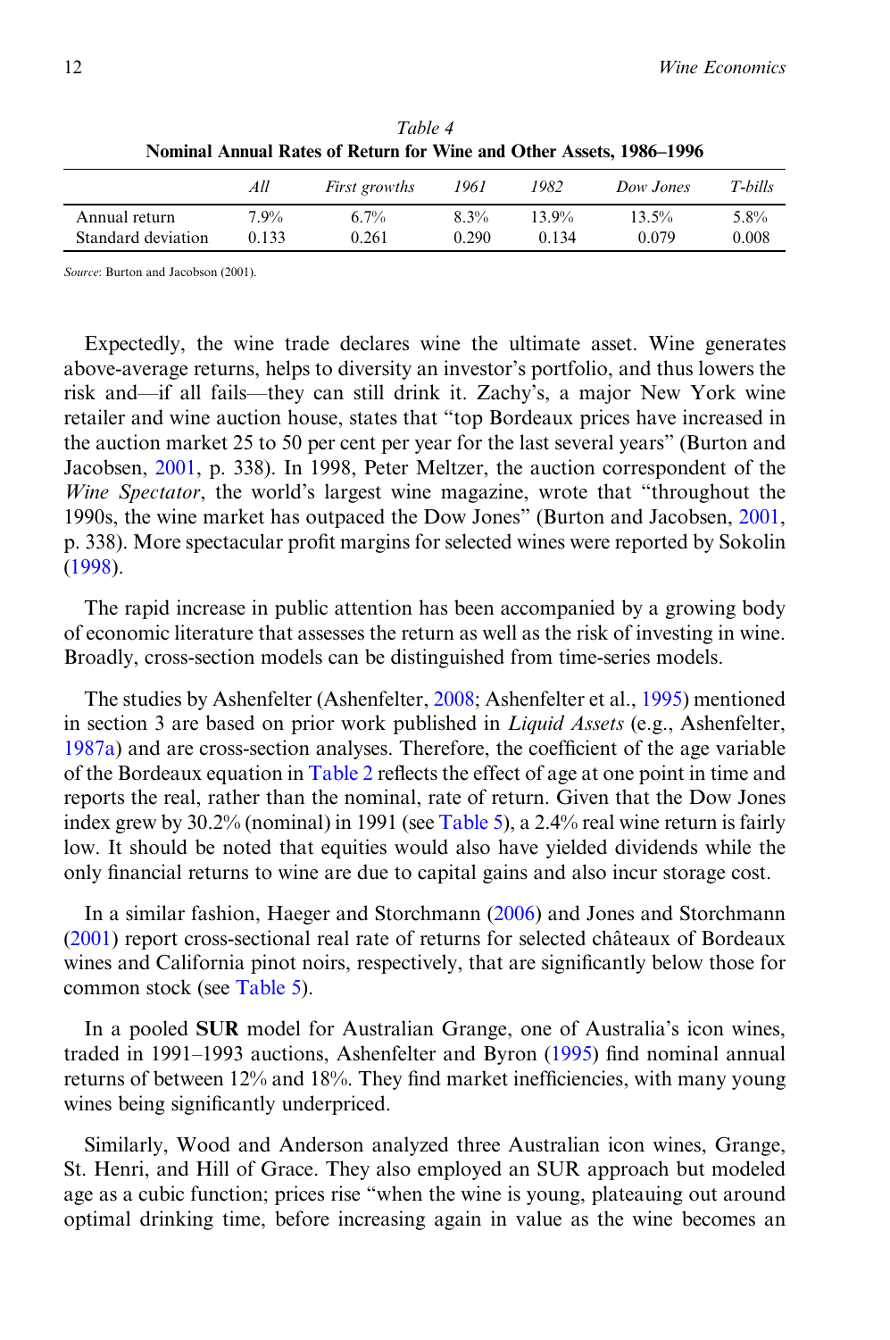*Table 4*
**Nominal Annual Rates of Return for Wine and Other Assets, 1986–1996**

| | *All* | *First growths* | *1961* | *1982* | *Dow Jones* | *T-bills* |
|---|---|---|---|---|---|---|
| Annual return | 7.9% | 6.7% | 8.3% | 13.9% | 13.5% | 5.8% |
| Standard deviation | 0.133 | 0.261 | 0.290 | 0.134 | 0.079 | 0.008 |

*Source*: Burton and Jacobson (2001).

Expectedly, the wine trade declares wine the ultimate asset. Wine generates above-average returns, helps to diversity an investor's portfolio, and thus lowers the risk and—if all fails—they can still drink it. Zachy's, a major New York wine retailer and wine auction house, states that "top Bordeaux prices have increased in the auction market 25 to 50 per cent per year for the last several years" (Burton and Jacobsen, 2001, p. 338). In 1998, Peter Meltzer, the auction correspondent of the *Wine Spectator*, the world's largest wine magazine, wrote that "throughout the 1990s, the wine market has outpaced the Dow Jones" (Burton and Jacobsen, 2001, p. 338). More spectacular profit margins for selected wines were reported by Sokolin (1998).

The rapid increase in public attention has been accompanied by a growing body of economic literature that assesses the return as well as the risk of investing in wine. Broadly, cross-section models can be distinguished from time-series models.

The studies by Ashenfelter (Ashenfelter, 2008; Ashenfelter et al., 1995) mentioned in section 3 are based on prior work published in *Liquid Assets* (e.g., Ashenfelter, 1987a) and are cross-section analyses. Therefore, the coefficient of the age variable of the Bordeaux equation in Table 2 reflects the effect of age at one point in time and reports the real, rather than the nominal, rate of return. Given that the Dow Jones index grew by 30.2% (nominal) in 1991 (see Table 5), a 2.4% real wine return is fairly low. It should be noted that equities would also have yielded dividends while the only financial returns to wine are due to capital gains and also incur storage cost.

In a similar fashion, Haeger and Storchmann (2006) and Jones and Storchmann (2001) report cross-sectional real rate of returns for selected châteaux of Bordeaux wines and California pinot noirs, respectively, that are significantly below those for common stock (see Table 5).

In a pooled **SUR** model for Australian Grange, one of Australia's icon wines, traded in 1991–1993 auctions, Ashenfelter and Byron (1995) find nominal annual returns of between 12% and 18%. They find market inefficiencies, with many young wines being significantly underpriced.

Similarly, Wood and Anderson analyzed three Australian icon wines, Grange, St. Henri, and Hill of Grace. They also employed an SUR approach but modeled age as a cubic function; prices rise "when the wine is young, plateauing out around optimal drinking time, before increasing again in value as the wine becomes an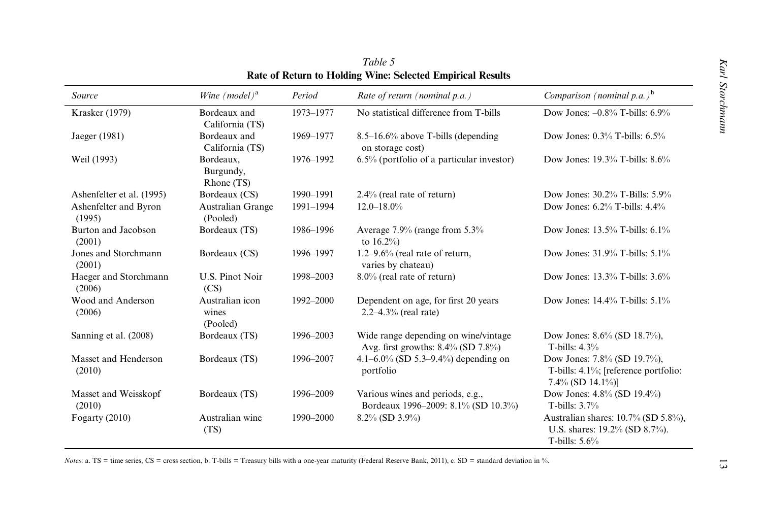*Table 5*
**Rate of Return to Holding Wine: Selected Empirical Results**

| *Source* | *Wine (model)*[a] | *Period* | *Rate of return (nominal p.a.)* | *Comparison (nominal p.a.)*[b] |
|---|---|---|---|---|
| Krasker (1979) | Bordeaux and California (TS) | 1973–1977 | No statistical difference from T-bills | Dow Jones: –0.8% T-bills: 6.9% |
| Jaeger (1981) | Bordeaux and California (TS) | 1969–1977 | 8.5–16.6% above T-bills (depending on storage cost) | Dow Jones: 0.3% T-bills: 6.5% |
| Weil (1993) | Bordeaux, Burgundy, Rhone (TS) | 1976–1992 | 6.5% (portfolio of a particular investor) | Dow Jones: 19.3% T-bills: 8.6% |
| Ashenfelter et al. (1995) | Bordeaux (CS) | 1990–1991 | 2.4% (real rate of return) | Dow Jones: 30.2% T-Bills: 5.9% |
| Ashenfelter and Byron (1995) | Australian Grange (Pooled) | 1991–1994 | 12.0–18.0% | Dow Jones: 6.2% T-bills: 4.4% |
| Burton and Jacobson (2001) | Bordeaux (TS) | 1986–1996 | Average 7.9% (range from 5.3% to 16.2%) | Dow Jones: 13.5% T-bills: 6.1% |
| Jones and Storchmann (2001) | Bordeaux (CS) | 1996–1997 | 1.2–9.6% (real rate of return, varies by chateau) | Dow Jones: 31.9% T-bills: 5.1% |
| Haeger and Storchmann (2006) | U.S. Pinot Noir (CS) | 1998–2003 | 8.0% (real rate of return) | Dow Jones: 13.3% T-bills: 3.6% |
| Wood and Anderson (2006) | Australian icon wines (Pooled) | 1992–2000 | Dependent on age, for first 20 years 2.2–4.3% (real rate) | Dow Jones: 14.4% T-bills: 5.1% |
| Sanning et al. (2008) | Bordeaux (TS) | 1996–2003 | Wide range depending on wine/vintage Avg. first growths: 8.4% (SD 7.8%) | Dow Jones: 8.6% (SD 18.7%), T-bills: 4.3% |
| Masset and Henderson (2010) | Bordeaux (TS) | 1996–2007 | 4.1–6.0% (SD 5.3–9.4%) depending on portfolio | Dow Jones: 7.8% (SD 19.7%), T-bills: 4.1%; [reference portfolio: 7.4% (SD 14.1%)] |
| Masset and Weisskopf (2010) | Bordeaux (TS) | 1996–2009 | Various wines and periods, e.g., Bordeaux 1996–2009: 8.1% (SD 10.3%) | Dow Jones: 4.8% (SD 19.4%) T-bills: 3.7% |
| Fogarty (2010) | Australian wine (TS) | 1990–2000 | 8.2% (SD 3.9%) | Australian shares: 10.7% (SD 5.8%), U.S. shares: 19.2% (SD 8.7%). T-bills: 5.6% |

*Notes*: a. TS = time series, CS = cross section, b. T-bills = Treasury bills with a one-year maturity (Federal Reserve Bank, 2011), c. SD = standard deviation in %.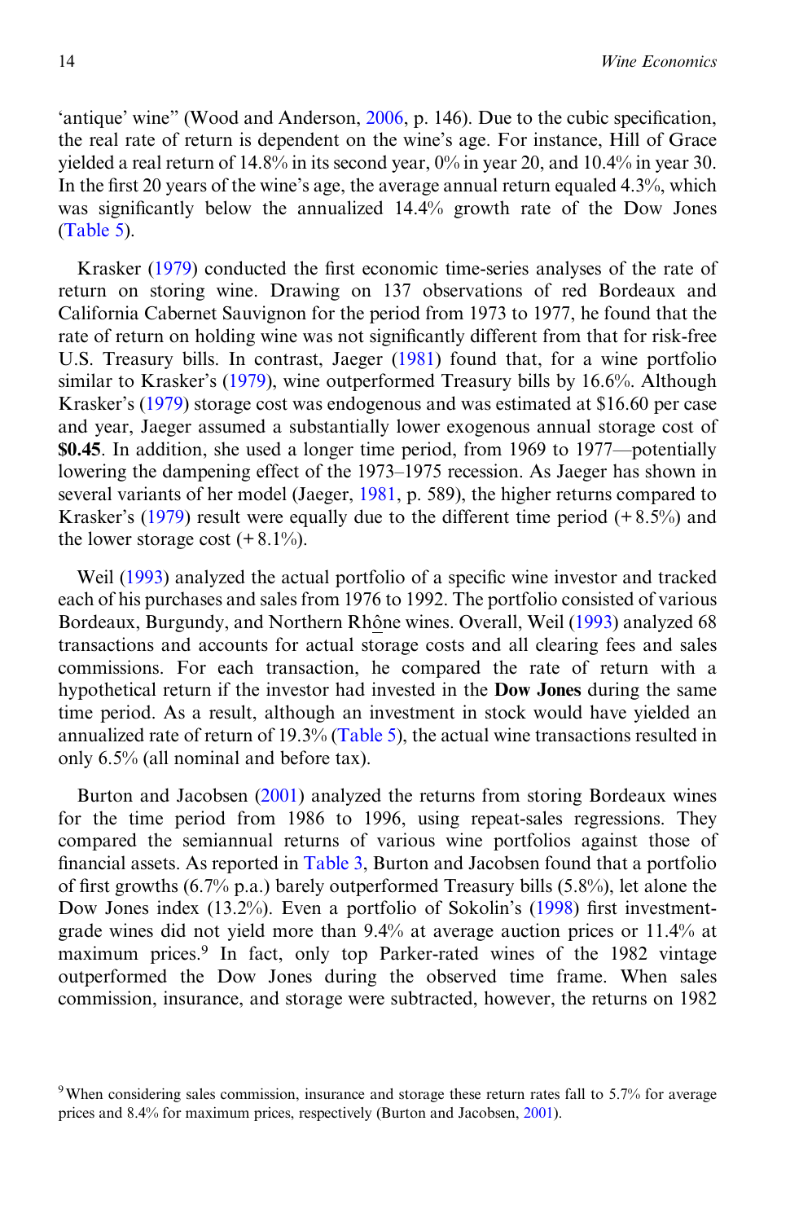'antique' wine" (Wood and Anderson, 2006, p. 146). Due to the cubic specification, the real rate of return is dependent on the wine's age. For instance, Hill of Grace yielded a real return of 14.8% in its second year, 0% in year 20, and 10.4% in year 30. In the first 20 years of the wine's age, the average annual return equaled 4.3%, which was significantly below the annualized 14.4% growth rate of the Dow Jones (Table 5).

Krasker (1979) conducted the first economic time-series analyses of the rate of return on storing wine. Drawing on 137 observations of red Bordeaux and California Cabernet Sauvignon for the period from 1973 to 1977, he found that the rate of return on holding wine was not significantly different from that for risk-free U.S. Treasury bills. In contrast, Jaeger (1981) found that, for a wine portfolio similar to Krasker's (1979), wine outperformed Treasury bills by 16.6%. Although Krasker's (1979) storage cost was endogenous and was estimated at $16.60 per case and year, Jaeger assumed a substantially lower exogenous annual storage cost of **$0.45**. In addition, she used a longer time period, from 1969 to 1977—potentially lowering the dampening effect of the 1973–1975 recession. As Jaeger has shown in several variants of her model (Jaeger, 1981, p. 589), the higher returns compared to Krasker's (1979) result were equally due to the different time period (+8.5%) and the lower storage cost (+8.1%).

Weil (1993) analyzed the actual portfolio of a specific wine investor and tracked each of his purchases and sales from 1976 to 1992. The portfolio consisted of various Bordeaux, Burgundy, and Northern Rhône wines. Overall, Weil (1993) analyzed 68 transactions and accounts for actual storage costs and all clearing fees and sales commissions. For each transaction, he compared the rate of return with a hypothetical return if the investor had invested in the **Dow Jones** during the same time period. As a result, although an investment in stock would have yielded an annualized rate of return of 19.3% (Table 5), the actual wine transactions resulted in only 6.5% (all nominal and before tax).

Burton and Jacobsen (2001) analyzed the returns from storing Bordeaux wines for the time period from 1986 to 1996, using repeat-sales regressions. They compared the semiannual returns of various wine portfolios against those of financial assets. As reported in Table 3, Burton and Jacobsen found that a portfolio of first growths (6.7% p.a.) barely outperformed Treasury bills (5.8%), let alone the Dow Jones index (13.2%). Even a portfolio of Sokolin's (1998) first investment-grade wines did not yield more than 9.4% at average auction prices or 11.4% at maximum prices.[9] In fact, only top Parker-rated wines of the 1982 vintage outperformed the Dow Jones during the observed time frame. When sales commission, insurance, and storage were subtracted, however, the returns on 1982

[9] When considering sales commission, insurance and storage these return rates fall to 5.7% for average prices and 8.4% for maximum prices, respectively (Burton and Jacobsen, 2001).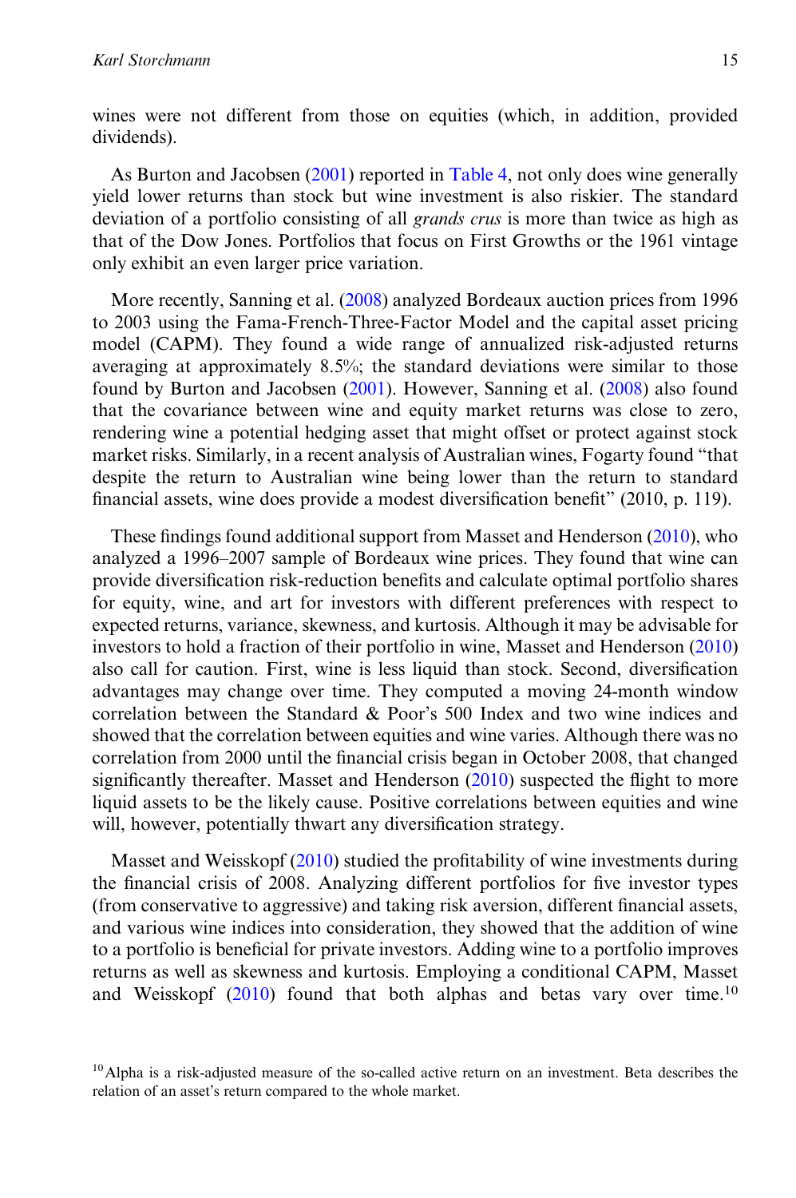wines were not different from those on equities (which, in addition, provided dividends).

As Burton and Jacobsen (2001) reported in Table 4, not only does wine generally yield lower returns than stock but wine investment is also riskier. The standard deviation of a portfolio consisting of all *grands crus* is more than twice as high as that of the Dow Jones. Portfolios that focus on First Growths or the 1961 vintage only exhibit an even larger price variation.

More recently, Sanning et al. (2008) analyzed Bordeaux auction prices from 1996 to 2003 using the Fama-French-Three-Factor Model and the capital asset pricing model (CAPM). They found a wide range of annualized risk-adjusted returns averaging at approximately 8.5%; the standard deviations were similar to those found by Burton and Jacobsen (2001). However, Sanning et al. (2008) also found that the covariance between wine and equity market returns was close to zero, rendering wine a potential hedging asset that might offset or protect against stock market risks. Similarly, in a recent analysis of Australian wines, Fogarty found "that despite the return to Australian wine being lower than the return to standard financial assets, wine does provide a modest diversification benefit" (2010, p. 119).

These findings found additional support from Masset and Henderson (2010), who analyzed a 1996–2007 sample of Bordeaux wine prices. They found that wine can provide diversification risk-reduction benefits and calculate optimal portfolio shares for equity, wine, and art for investors with different preferences with respect to expected returns, variance, skewness, and kurtosis. Although it may be advisable for investors to hold a fraction of their portfolio in wine, Masset and Henderson (2010) also call for caution. First, wine is less liquid than stock. Second, diversification advantages may change over time. They computed a moving 24-month window correlation between the Standard & Poor's 500 Index and two wine indices and showed that the correlation between equities and wine varies. Although there was no correlation from 2000 until the financial crisis began in October 2008, that changed significantly thereafter. Masset and Henderson (2010) suspected the flight to more liquid assets to be the likely cause. Positive correlations between equities and wine will, however, potentially thwart any diversification strategy.

Masset and Weisskopf (2010) studied the profitability of wine investments during the financial crisis of 2008. Analyzing different portfolios for five investor types (from conservative to aggressive) and taking risk aversion, different financial assets, and various wine indices into consideration, they showed that the addition of wine to a portfolio is beneficial for private investors. Adding wine to a portfolio improves returns as well as skewness and kurtosis. Employing a conditional CAPM, Masset and Weisskopf (2010) found that both alphas and betas vary over time.[10]

[10] Alpha is a risk-adjusted measure of the so-called active return on an investment. Beta describes the relation of an asset's return compared to the whole market.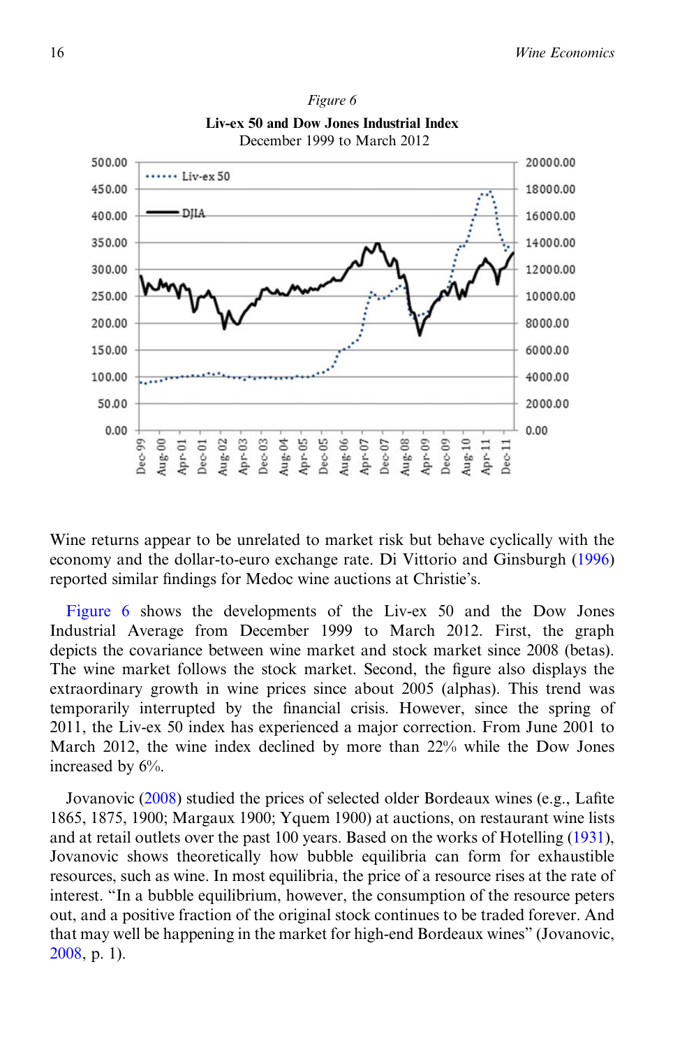*Figure 6*

**Liv-ex 50 and Dow Jones Industrial Index**

December 1999 to March 2012

Wine returns appear to be unrelated to market risk but behave cyclically with the economy and the dollar-to-euro exchange rate. Di Vittorio and Ginsburgh (1996) reported similar findings for Medoc wine auctions at Christie's.

Figure 6 shows the developments of the Liv-ex 50 and the Dow Jones Industrial Average from December 1999 to March 2012. First, the graph depicts the covariance between wine market and stock market since 2008 (betas). The wine market follows the stock market. Second, the figure also displays the extraordinary growth in wine prices since about 2005 (alphas). This trend was temporarily interrupted by the financial crisis. However, since the spring of 2011, the Liv-ex 50 index has experienced a major correction. From June 2001 to March 2012, the wine index declined by more than 22% while the Dow Jones increased by 6%.

Jovanovic (2008) studied the prices of selected older Bordeaux wines (e.g., Lafite 1865, 1875, 1900; Margaux 1900; Yquem 1900) at auctions, on restaurant wine lists and at retail outlets over the past 100 years. Based on the works of Hotelling (1931), Jovanovic shows theoretically how bubble equilibria can form for exhaustible resources, such as wine. In most equilibria, the price of a resource rises at the rate of interest. "In a bubble equilibrium, however, the consumption of the resource peters out, and a positive fraction of the original stock continues to be traded forever. And that may well be happening in the market for high-end Bordeaux wines" (Jovanovic, 2008, p. 1).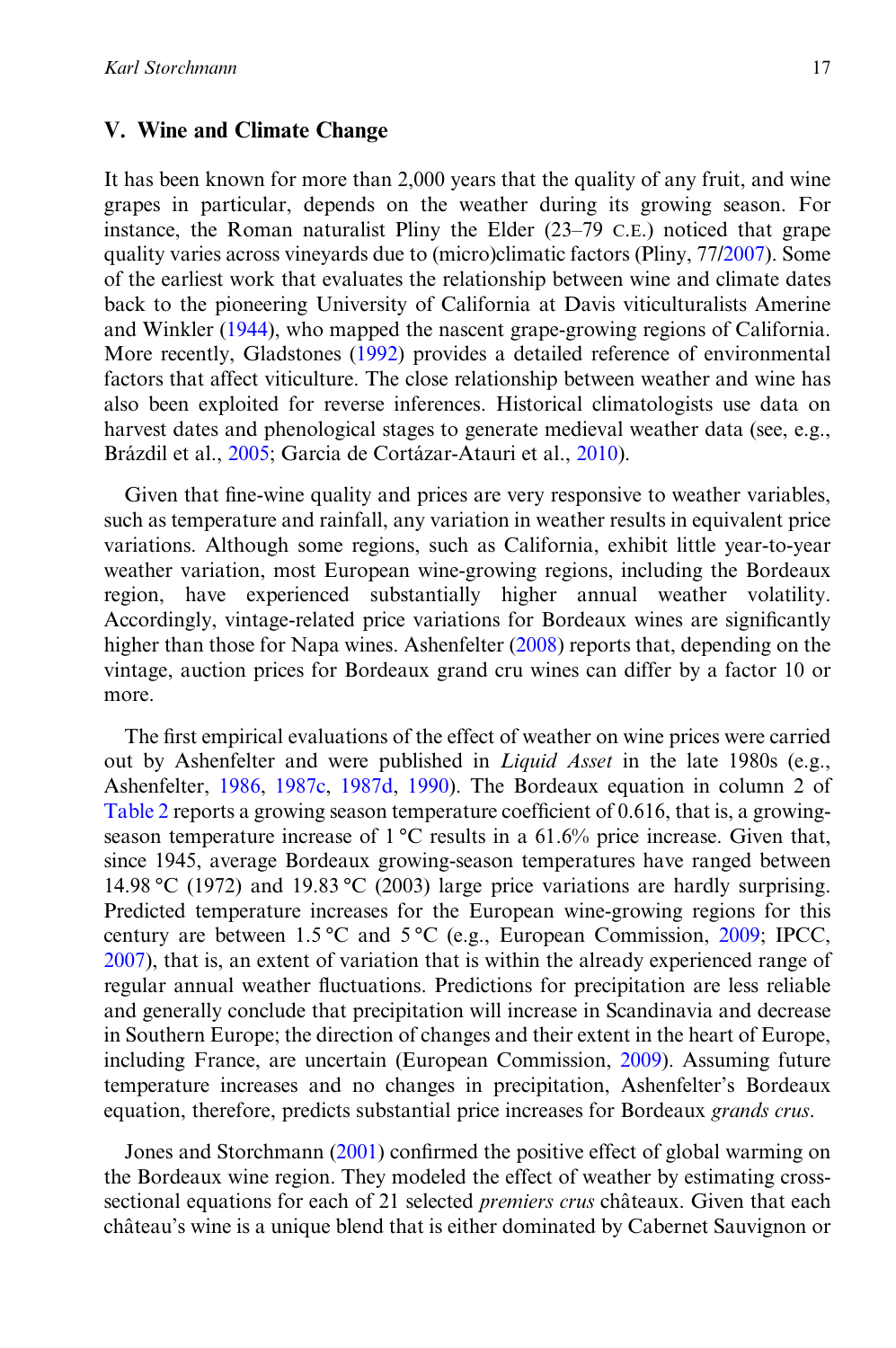## V. Wine and Climate Change

It has been known for more than 2,000 years that the quality of any fruit, and wine grapes in particular, depends on the weather during its growing season. For instance, the Roman naturalist Pliny the Elder (23–79 C.E.) noticed that grape quality varies across vineyards due to (micro)climatic factors (Pliny, 77/2007). Some of the earliest work that evaluates the relationship between wine and climate dates back to the pioneering University of California at Davis viticulturalists Amerine and Winkler (1944), who mapped the nascent grape-growing regions of California. More recently, Gladstones (1992) provides a detailed reference of environmental factors that affect viticulture. The close relationship between weather and wine has also been exploited for reverse inferences. Historical climatologists use data on harvest dates and phenological stages to generate medieval weather data (see, e.g., Brázdil et al., 2005; Garcia de Cortázar-Atauri et al., 2010).

Given that fine-wine quality and prices are very responsive to weather variables, such as temperature and rainfall, any variation in weather results in equivalent price variations. Although some regions, such as California, exhibit little year-to-year weather variation, most European wine-growing regions, including the Bordeaux region, have experienced substantially higher annual weather volatility. Accordingly, vintage-related price variations for Bordeaux wines are significantly higher than those for Napa wines. Ashenfelter (2008) reports that, depending on the vintage, auction prices for Bordeaux grand cru wines can differ by a factor 10 or more.

The first empirical evaluations of the effect of weather on wine prices were carried out by Ashenfelter and were published in *Liquid Asset* in the late 1980s (e.g., Ashenfelter, 1986, 1987c, 1987d, 1990). The Bordeaux equation in column 2 of Table 2 reports a growing season temperature coefficient of 0.616, that is, a growing-season temperature increase of 1 °C results in a 61.6% price increase. Given that, since 1945, average Bordeaux growing-season temperatures have ranged between 14.98 °C (1972) and 19.83 °C (2003) large price variations are hardly surprising. Predicted temperature increases for the European wine-growing regions for this century are between 1.5 °C and 5 °C (e.g., European Commission, 2009; IPCC, 2007), that is, an extent of variation that is within the already experienced range of regular annual weather fluctuations. Predictions for precipitation are less reliable and generally conclude that precipitation will increase in Scandinavia and decrease in Southern Europe; the direction of changes and their extent in the heart of Europe, including France, are uncertain (European Commission, 2009). Assuming future temperature increases and no changes in precipitation, Ashenfelter's Bordeaux equation, therefore, predicts substantial price increases for Bordeaux *grands crus*.

Jones and Storchmann (2001) confirmed the positive effect of global warming on the Bordeaux wine region. They modeled the effect of weather by estimating cross-sectional equations for each of 21 selected *premiers crus* châteaux. Given that each château's wine is a unique blend that is either dominated by Cabernet Sauvignon or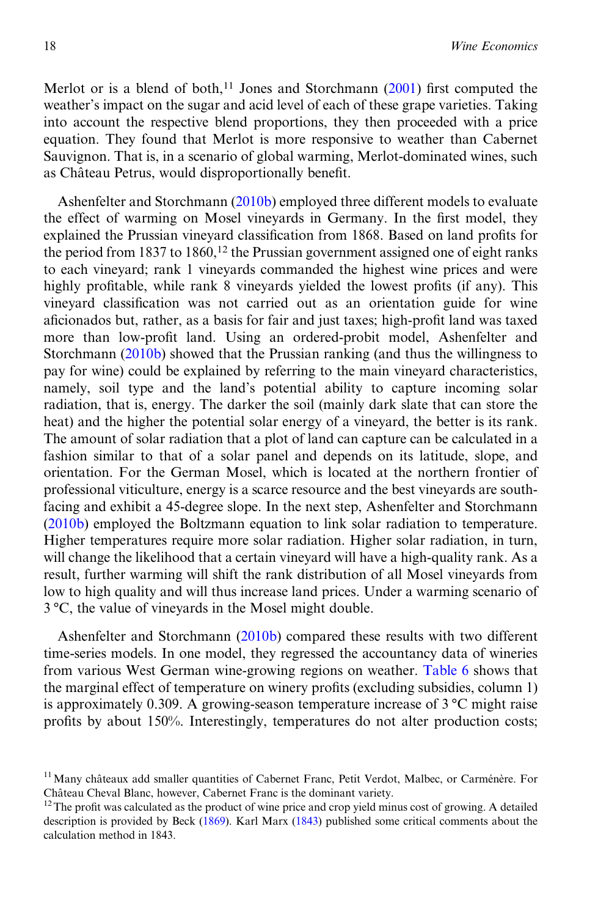Merlot or is a blend of both,[11] Jones and Storchmann (2001) first computed the weather's impact on the sugar and acid level of each of these grape varieties. Taking into account the respective blend proportions, they then proceeded with a price equation. They found that Merlot is more responsive to weather than Cabernet Sauvignon. That is, in a scenario of global warming, Merlot-dominated wines, such as Château Petrus, would disproportionally benefit.

Ashenfelter and Storchmann (2010b) employed three different models to evaluate the effect of warming on Mosel vineyards in Germany. In the first model, they explained the Prussian vineyard classification from 1868. Based on land profits for the period from 1837 to 1860,[12] the Prussian government assigned one of eight ranks to each vineyard; rank 1 vineyards commanded the highest wine prices and were highly profitable, while rank 8 vineyards yielded the lowest profits (if any). This vineyard classification was not carried out as an orientation guide for wine aficionados but, rather, as a basis for fair and just taxes; high-profit land was taxed more than low-profit land. Using an ordered-probit model, Ashenfelter and Storchmann (2010b) showed that the Prussian ranking (and thus the willingness to pay for wine) could be explained by referring to the main vineyard characteristics, namely, soil type and the land's potential ability to capture incoming solar radiation, that is, energy. The darker the soil (mainly dark slate that can store the heat) and the higher the potential solar energy of a vineyard, the better is its rank. The amount of solar radiation that a plot of land can capture can be calculated in a fashion similar to that of a solar panel and depends on its latitude, slope, and orientation. For the German Mosel, which is located at the northern frontier of professional viticulture, energy is a scarce resource and the best vineyards are south-facing and exhibit a 45-degree slope. In the next step, Ashenfelter and Storchmann (2010b) employed the Boltzmann equation to link solar radiation to temperature. Higher temperatures require more solar radiation. Higher solar radiation, in turn, will change the likelihood that a certain vineyard will have a high-quality rank. As a result, further warming will shift the rank distribution of all Mosel vineyards from low to high quality and will thus increase land prices. Under a warming scenario of 3 °C, the value of vineyards in the Mosel might double.

Ashenfelter and Storchmann (2010b) compared these results with two different time-series models. In one model, they regressed the accountancy data of wineries from various West German wine-growing regions on weather. Table 6 shows that the marginal effect of temperature on winery profits (excluding subsidies, column 1) is approximately 0.309. A growing-season temperature increase of 3 °C might raise profits by about 150%. Interestingly, temperatures do not alter production costs;

[11] Many châteaux add smaller quantities of Cabernet Franc, Petit Verdot, Malbec, or Carménère. For Château Cheval Blanc, however, Cabernet Franc is the dominant variety.

[12] The profit was calculated as the product of wine price and crop yield minus cost of growing. A detailed description is provided by Beck (1869). Karl Marx (1843) published some critical comments about the calculation method in 1843.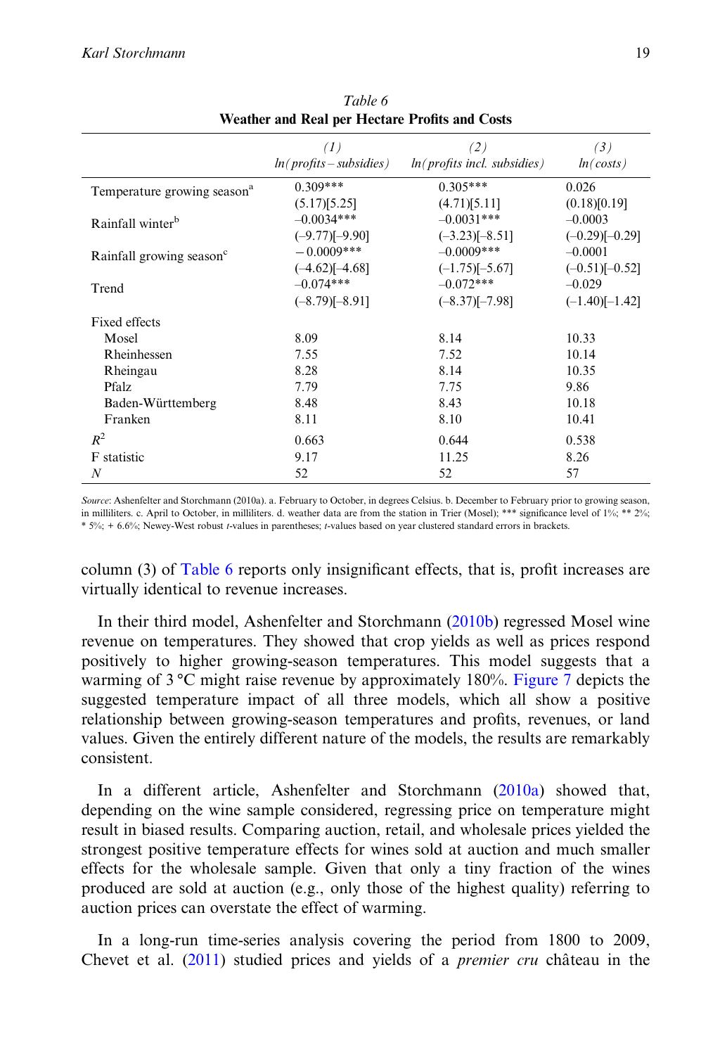*Table 6*
**Weather and Real per Hectare Profits and Costs**

| | *(1)* *ln(profits – subsidies)* | *(2)* *ln(profits incl. subsidies)* | *(3)* *ln(costs)* |
|---|---|---|---|
| Temperature growing season[a] | 0.309*** | 0.305*** | 0.026 |
| | (5.17)[5.25] | (4.71)[5.11] | (0.18)[0.19] |
| Rainfall winter[b] | –0.0034*** | –0.0031*** | –0.0003 |
| | (–9.77)[–9.90] | (–3.23)[–8.51] | (–0.29)[–0.29] |
| Rainfall growing season[c] | −0.0009*** | –0.0009*** | –0.0001 |
| | (–4.62)[–4.68] | (–1.75)[–5.67] | (–0.51)[–0.52] |
| Trend | –0.074*** | –0.072*** | –0.029 |
| | (–8.79)[–8.91] | (–8.37)[–7.98] | (–1.40)[–1.42] |
| Fixed effects | | | |
| Mosel | 8.09 | 8.14 | 10.33 |
| Rheinhessen | 7.55 | 7.52 | 10.14 |
| Rheingau | 8.28 | 8.14 | 10.35 |
| Pfalz | 7.79 | 7.75 | 9.86 |
| Baden-Württemberg | 8.48 | 8.43 | 10.18 |
| Franken | 8.11 | 8.10 | 10.41 |
| $R^2$ | 0.663 | 0.644 | 0.538 |
| F statistic | 9.17 | 11.25 | 8.26 |
| *N* | 52 | 52 | 57 |

*Source*: Ashenfelter and Storchmann (2010a). a. February to October, in degrees Celsius. b. December to February prior to growing season, in milliliters. c. April to October, in milliliters. d. weather data are from the station in Trier (Mosel); *** significance level of 1%; ** 2%; * 5%; + 6.6%; Newey-West robust *t*-values in parentheses; *t*-values based on year clustered standard errors in brackets.

column (3) of Table 6 reports only insignificant effects, that is, profit increases are virtually identical to revenue increases.

In their third model, Ashenfelter and Storchmann (2010b) regressed Mosel wine revenue on temperatures. They showed that crop yields as well as prices respond positively to higher growing-season temperatures. This model suggests that a warming of 3 °C might raise revenue by approximately 180%. Figure 7 depicts the suggested temperature impact of all three models, which all show a positive relationship between growing-season temperatures and profits, revenues, or land values. Given the entirely different nature of the models, the results are remarkably consistent.

In a different article, Ashenfelter and Storchmann (2010a) showed that, depending on the wine sample considered, regressing price on temperature might result in biased results. Comparing auction, retail, and wholesale prices yielded the strongest positive temperature effects for wines sold at auction and much smaller effects for the wholesale sample. Given that only a tiny fraction of the wines produced are sold at auction (e.g., only those of the highest quality) referring to auction prices can overstate the effect of warming.

In a long-run time-series analysis covering the period from 1800 to 2009, Chevet et al. (2011) studied prices and yields of a *premier cru* château in the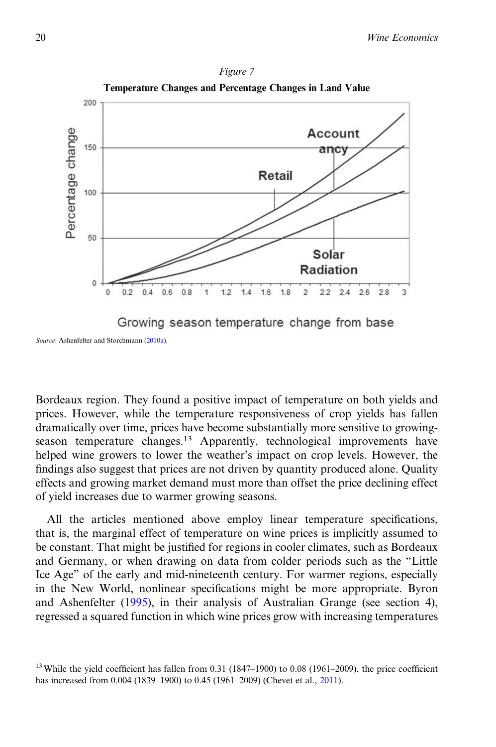*Figure 7*

**Temperature Changes and Percentage Changes in Land Value**

*Source*: Ashenfelter and Storchmann (2010a).

Bordeaux region. They found a positive impact of temperature on both yields and prices. However, while the temperature responsiveness of crop yields has fallen dramatically over time, prices have become substantially more sensitive to growing-season temperature changes.[13] Apparently, technological improvements have helped wine growers to lower the weather's impact on crop levels. However, the findings also suggest that prices are not driven by quantity produced alone. Quality effects and growing market demand must more than offset the price declining effect of yield increases due to warmer growing seasons.

All the articles mentioned above employ linear temperature specifications, that is, the marginal effect of temperature on wine prices is implicitly assumed to be constant. That might be justified for regions in cooler climates, such as Bordeaux and Germany, or when drawing on data from colder periods such as the "Little Ice Age" of the early and mid-nineteenth century. For warmer regions, especially in the New World, nonlinear specifications might be more appropriate. Byron and Ashenfelter (1995), in their analysis of Australian Grange (see section 4), regressed a squared function in which wine prices grow with increasing temperatures

[13] While the yield coefficient has fallen from 0.31 (1847–1900) to 0.08 (1961–2009), the price coefficient has increased from 0.004 (1839–1900) to 0.45 (1961–2009) (Chevet et al., 2011).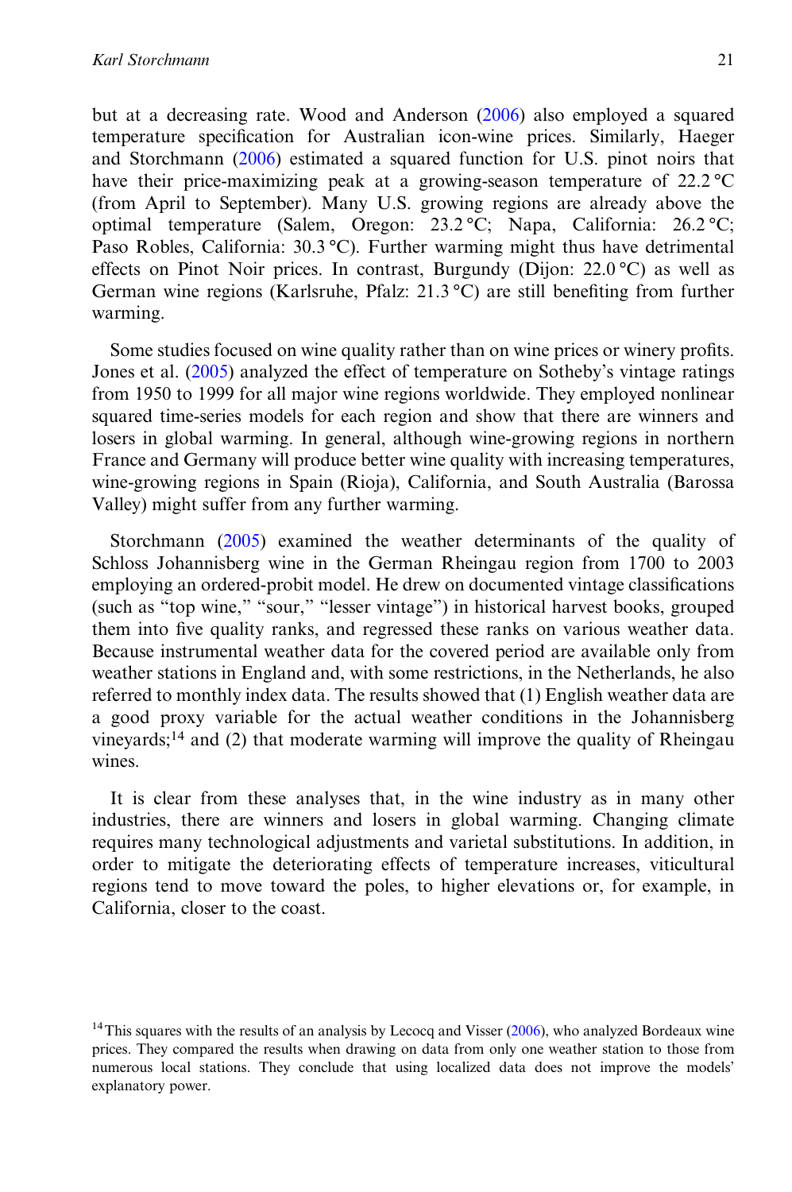but at a decreasing rate. Wood and Anderson (2006) also employed a squared temperature specification for Australian icon-wine prices. Similarly, Haeger and Storchmann (2006) estimated a squared function for U.S. pinot noirs that have their price-maximizing peak at a growing-season temperature of 22.2 °C (from April to September). Many U.S. growing regions are already above the optimal temperature (Salem, Oregon: 23.2 °C; Napa, California: 26.2 °C; Paso Robles, California: 30.3 °C). Further warming might thus have detrimental effects on Pinot Noir prices. In contrast, Burgundy (Dijon: 22.0 °C) as well as German wine regions (Karlsruhe, Pfalz: 21.3 °C) are still benefiting from further warming.

Some studies focused on wine quality rather than on wine prices or winery profits. Jones et al. (2005) analyzed the effect of temperature on Sotheby's vintage ratings from 1950 to 1999 for all major wine regions worldwide. They employed nonlinear squared time-series models for each region and show that there are winners and losers in global warming. In general, although wine-growing regions in northern France and Germany will produce better wine quality with increasing temperatures, wine-growing regions in Spain (Rioja), California, and South Australia (Barossa Valley) might suffer from any further warming.

Storchmann (2005) examined the weather determinants of the quality of Schloss Johannisberg wine in the German Rheingau region from 1700 to 2003 employing an ordered-probit model. He drew on documented vintage classifications (such as "top wine," "sour," "lesser vintage") in historical harvest books, grouped them into five quality ranks, and regressed these ranks on various weather data. Because instrumental weather data for the covered period are available only from weather stations in England and, with some restrictions, in the Netherlands, he also referred to monthly index data. The results showed that (1) English weather data are a good proxy variable for the actual weather conditions in the Johannisberg vineyards;[14] and (2) that moderate warming will improve the quality of Rheingau wines.

It is clear from these analyses that, in the wine industry as in many other industries, there are winners and losers in global warming. Changing climate requires many technological adjustments and varietal substitutions. In addition, in order to mitigate the deteriorating effects of temperature increases, viticultural regions tend to move toward the poles, to higher elevations or, for example, in California, closer to the coast.

[14] This squares with the results of an analysis by Lecocq and Visser (2006), who analyzed Bordeaux wine prices. They compared the results when drawing on data from only one weather station to those from numerous local stations. They conclude that using localized data does not improve the models' explanatory power.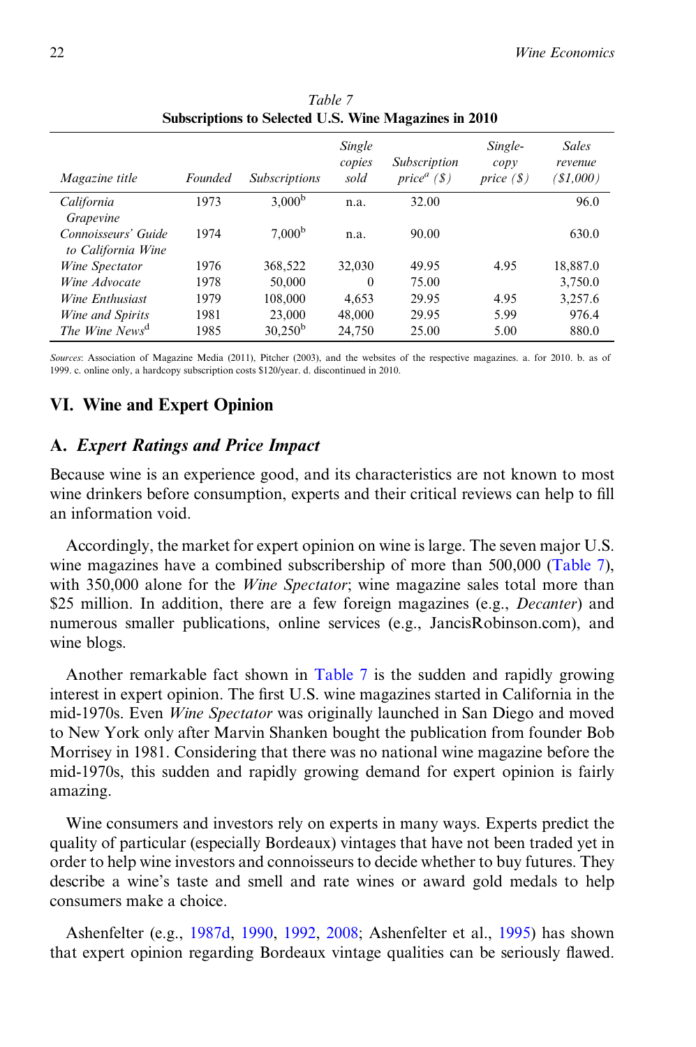*Table 7*
**Subscriptions to Selected U.S. Wine Magazines in 2010**

| *Magazine title* | *Founded* | *Subscriptions* | *Single copies sold* | *Subscription price[a] ($)* | *Single-copy price ($)* | *Sales revenue ($1,000)* |
|---|---|---|---|---|---|---|
| *California Grapevine* | 1973 | 3,000[b] | n.a. | 32.00 | | 96.0 |
| *Connoisseurs' Guide to California Wine* | 1974 | 7,000[b] | n.a. | 90.00 | | 630.0 |
| *Wine Spectator* | 1976 | 368,522 | 32,030 | 49.95 | 4.95 | 18,887.0 |
| *Wine Advocate* | 1978 | 50,000 | 0 | 75.00 | | 3,750.0 |
| *Wine Enthusiast* | 1979 | 108,000 | 4,653 | 29.95 | 4.95 | 3,257.6 |
| *Wine and Spirits* | 1981 | 23,000 | 48,000 | 29.95 | 5.99 | 976.4 |
| *The Wine News*[d] | 1985 | 30,250[b] | 24,750 | 25.00 | 5.00 | 880.0 |

*Sources*: Association of Magazine Media (2011), Pitcher (2003), and the websites of the respective magazines. a. for 2010. b. as of 1999. c. online only, a hardcopy subscription costs $120/year. d. discontinued in 2010.

## VI. Wine and Expert Opinion

### A. *Expert Ratings and Price Impact*

Because wine is an experience good, and its characteristics are not known to most wine drinkers before consumption, experts and their critical reviews can help to fill an information void.

Accordingly, the market for expert opinion on wine is large. The seven major U.S. wine magazines have a combined subscribership of more than 500,000 (Table 7), with 350,000 alone for the *Wine Spectator*; wine magazine sales total more than $25 million. In addition, there are a few foreign magazines (e.g., *Decanter*) and numerous smaller publications, online services (e.g., JancisRobinson.com), and wine blogs.

Another remarkable fact shown in Table 7 is the sudden and rapidly growing interest in expert opinion. The first U.S. wine magazines started in California in the mid-1970s. Even *Wine Spectator* was originally launched in San Diego and moved to New York only after Marvin Shanken bought the publication from founder Bob Morrisey in 1981. Considering that there was no national wine magazine before the mid-1970s, this sudden and rapidly growing demand for expert opinion is fairly amazing.

Wine consumers and investors rely on experts in many ways. Experts predict the quality of particular (especially Bordeaux) vintages that have not been traded yet in order to help wine investors and connoisseurs to decide whether to buy futures. They describe a wine's taste and smell and rate wines or award gold medals to help consumers make a choice.

Ashenfelter (e.g., 1987d, 1990, 1992, 2008; Ashenfelter et al., 1995) has shown that expert opinion regarding Bordeaux vintage qualities can be seriously flawed.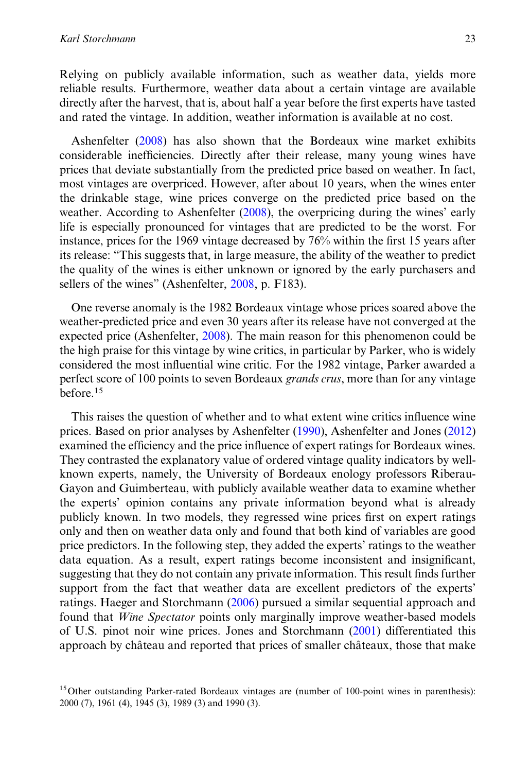Relying on publicly available information, such as weather data, yields more reliable results. Furthermore, weather data about a certain vintage are available directly after the harvest, that is, about half a year before the first experts have tasted and rated the vintage. In addition, weather information is available at no cost.

Ashenfelter (2008) has also shown that the Bordeaux wine market exhibits considerable inefficiencies. Directly after their release, many young wines have prices that deviate substantially from the predicted price based on weather. In fact, most vintages are overpriced. However, after about 10 years, when the wines enter the drinkable stage, wine prices converge on the predicted price based on the weather. According to Ashenfelter (2008), the overpricing during the wines' early life is especially pronounced for vintages that are predicted to be the worst. For instance, prices for the 1969 vintage decreased by 76% within the first 15 years after its release: "This suggests that, in large measure, the ability of the weather to predict the quality of the wines is either unknown or ignored by the early purchasers and sellers of the wines" (Ashenfelter, 2008, p. F183).

One reverse anomaly is the 1982 Bordeaux vintage whose prices soared above the weather-predicted price and even 30 years after its release have not converged at the expected price (Ashenfelter, 2008). The main reason for this phenomenon could be the high praise for this vintage by wine critics, in particular by Parker, who is widely considered the most influential wine critic. For the 1982 vintage, Parker awarded a perfect score of 100 points to seven Bordeaux *grands crus*, more than for any vintage before.[15]

This raises the question of whether and to what extent wine critics influence wine prices. Based on prior analyses by Ashenfelter (1990), Ashenfelter and Jones (2012) examined the efficiency and the price influence of expert ratings for Bordeaux wines. They contrasted the explanatory value of ordered vintage quality indicators by well-known experts, namely, the University of Bordeaux enology professors Riberau-Gayon and Guimberteau, with publicly available weather data to examine whether the experts' opinion contains any private information beyond what is already publicly known. In two models, they regressed wine prices first on expert ratings only and then on weather data only and found that both kind of variables are good price predictors. In the following step, they added the experts' ratings to the weather data equation. As a result, expert ratings become inconsistent and insignificant, suggesting that they do not contain any private information. This result finds further support from the fact that weather data are excellent predictors of the experts' ratings. Haeger and Storchmann (2006) pursued a similar sequential approach and found that *Wine Spectator* points only marginally improve weather-based models of U.S. pinot noir wine prices. Jones and Storchmann (2001) differentiated this approach by château and reported that prices of smaller châteaux, those that make

[15] Other outstanding Parker-rated Bordeaux vintages are (number of 100-point wines in parenthesis): 2000 (7), 1961 (4), 1945 (3), 1989 (3) and 1990 (3).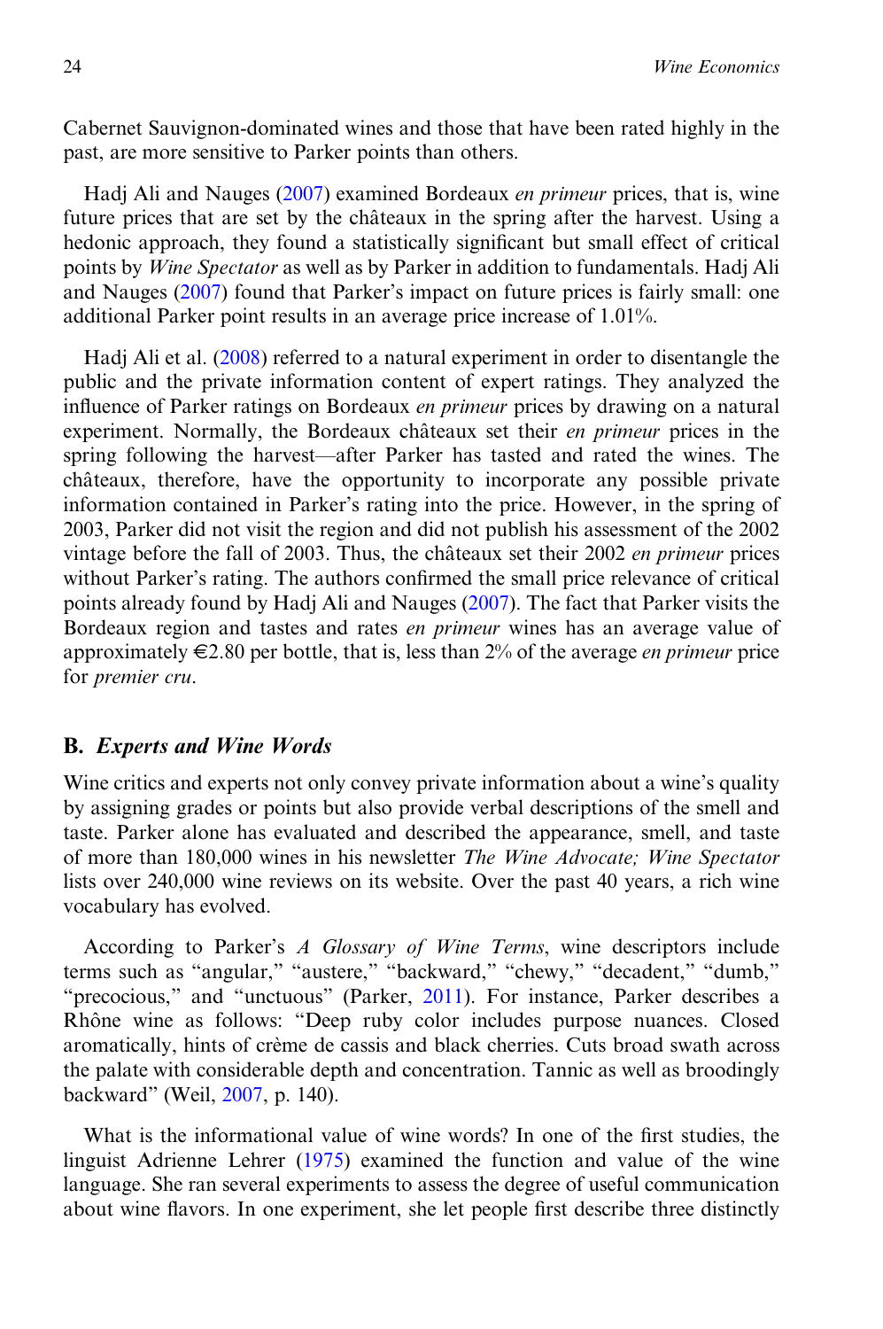Cabernet Sauvignon-dominated wines and those that have been rated highly in the past, are more sensitive to Parker points than others.

Hadj Ali and Nauges (2007) examined Bordeaux *en primeur* prices, that is, wine future prices that are set by the châteaux in the spring after the harvest. Using a hedonic approach, they found a statistically significant but small effect of critical points by *Wine Spectator* as well as by Parker in addition to fundamentals. Hadj Ali and Nauges (2007) found that Parker's impact on future prices is fairly small: one additional Parker point results in an average price increase of 1.01%.

Hadj Ali et al. (2008) referred to a natural experiment in order to disentangle the public and the private information content of expert ratings. They analyzed the influence of Parker ratings on Bordeaux *en primeur* prices by drawing on a natural experiment. Normally, the Bordeaux châteaux set their *en primeur* prices in the spring following the harvest—after Parker has tasted and rated the wines. The châteaux, therefore, have the opportunity to incorporate any possible private information contained in Parker's rating into the price. However, in the spring of 2003, Parker did not visit the region and did not publish his assessment of the 2002 vintage before the fall of 2003. Thus, the châteaux set their 2002 *en primeur* prices without Parker's rating. The authors confirmed the small price relevance of critical points already found by Hadj Ali and Nauges (2007). The fact that Parker visits the Bordeaux region and tastes and rates *en primeur* wines has an average value of approximately €2.80 per bottle, that is, less than 2% of the average *en primeur* price for *premier cru*.

## B. *Experts and Wine Words*

Wine critics and experts not only convey private information about a wine's quality by assigning grades or points but also provide verbal descriptions of the smell and taste. Parker alone has evaluated and described the appearance, smell, and taste of more than 180,000 wines in his newsletter *The Wine Advocate; Wine Spectator* lists over 240,000 wine reviews on its website. Over the past 40 years, a rich wine vocabulary has evolved.

According to Parker's *A Glossary of Wine Terms*, wine descriptors include terms such as "angular," "austere," "backward," "chewy," "decadent," "dumb," "precocious," and "unctuous" (Parker, 2011). For instance, Parker describes a Rhône wine as follows: "Deep ruby color includes purpose nuances. Closed aromatically, hints of crème de cassis and black cherries. Cuts broad swath across the palate with considerable depth and concentration. Tannic as well as broodingly backward" (Weil, 2007, p. 140).

What is the informational value of wine words? In one of the first studies, the linguist Adrienne Lehrer (1975) examined the function and value of the wine language. She ran several experiments to assess the degree of useful communication about wine flavors. In one experiment, she let people first describe three distinctly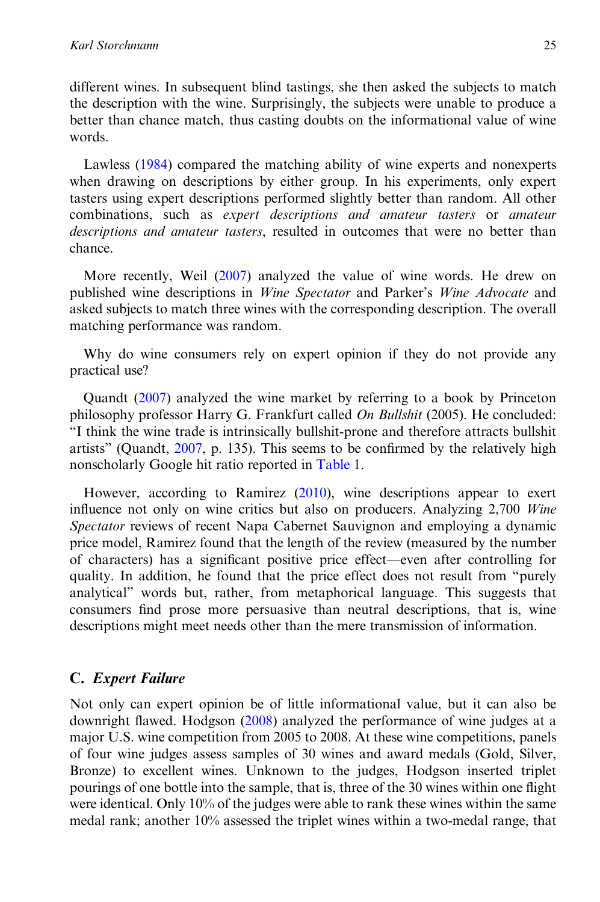different wines. In subsequent blind tastings, she then asked the subjects to match the description with the wine. Surprisingly, the subjects were unable to produce a better than chance match, thus casting doubts on the informational value of wine words.

Lawless (1984) compared the matching ability of wine experts and nonexperts when drawing on descriptions by either group. In his experiments, only expert tasters using expert descriptions performed slightly better than random. All other combinations, such as *expert descriptions and amateur tasters* or *amateur descriptions and amateur tasters*, resulted in outcomes that were no better than chance.

More recently, Weil (2007) analyzed the value of wine words. He drew on published wine descriptions in *Wine Spectator* and Parker's *Wine Advocate* and asked subjects to match three wines with the corresponding description. The overall matching performance was random.

Why do wine consumers rely on expert opinion if they do not provide any practical use?

Quandt (2007) analyzed the wine market by referring to a book by Princeton philosophy professor Harry G. Frankfurt called *On Bullshit* (2005). He concluded: "I think the wine trade is intrinsically bullshit-prone and therefore attracts bullshit artists" (Quandt, 2007, p. 135). This seems to be confirmed by the relatively high nonscholarly Google hit ratio reported in Table 1.

However, according to Ramirez (2010), wine descriptions appear to exert influence not only on wine critics but also on producers. Analyzing 2,700 *Wine Spectator* reviews of recent Napa Cabernet Sauvignon and employing a dynamic price model, Ramirez found that the length of the review (measured by the number of characters) has a significant positive price effect—even after controlling for quality. In addition, he found that the price effect does not result from "purely analytical" words but, rather, from metaphorical language. This suggests that consumers find prose more persuasive than neutral descriptions, that is, wine descriptions might meet needs other than the mere transmission of information.

## C. *Expert Failure*

Not only can expert opinion be of little informational value, but it can also be downright flawed. Hodgson (2008) analyzed the performance of wine judges at a major U.S. wine competition from 2005 to 2008. At these wine competitions, panels of four wine judges assess samples of 30 wines and award medals (Gold, Silver, Bronze) to excellent wines. Unknown to the judges, Hodgson inserted triplet pourings of one bottle into the sample, that is, three of the 30 wines within one flight were identical. Only 10% of the judges were able to rank these wines within the same medal rank; another 10% assessed the triplet wines within a two-medal range, that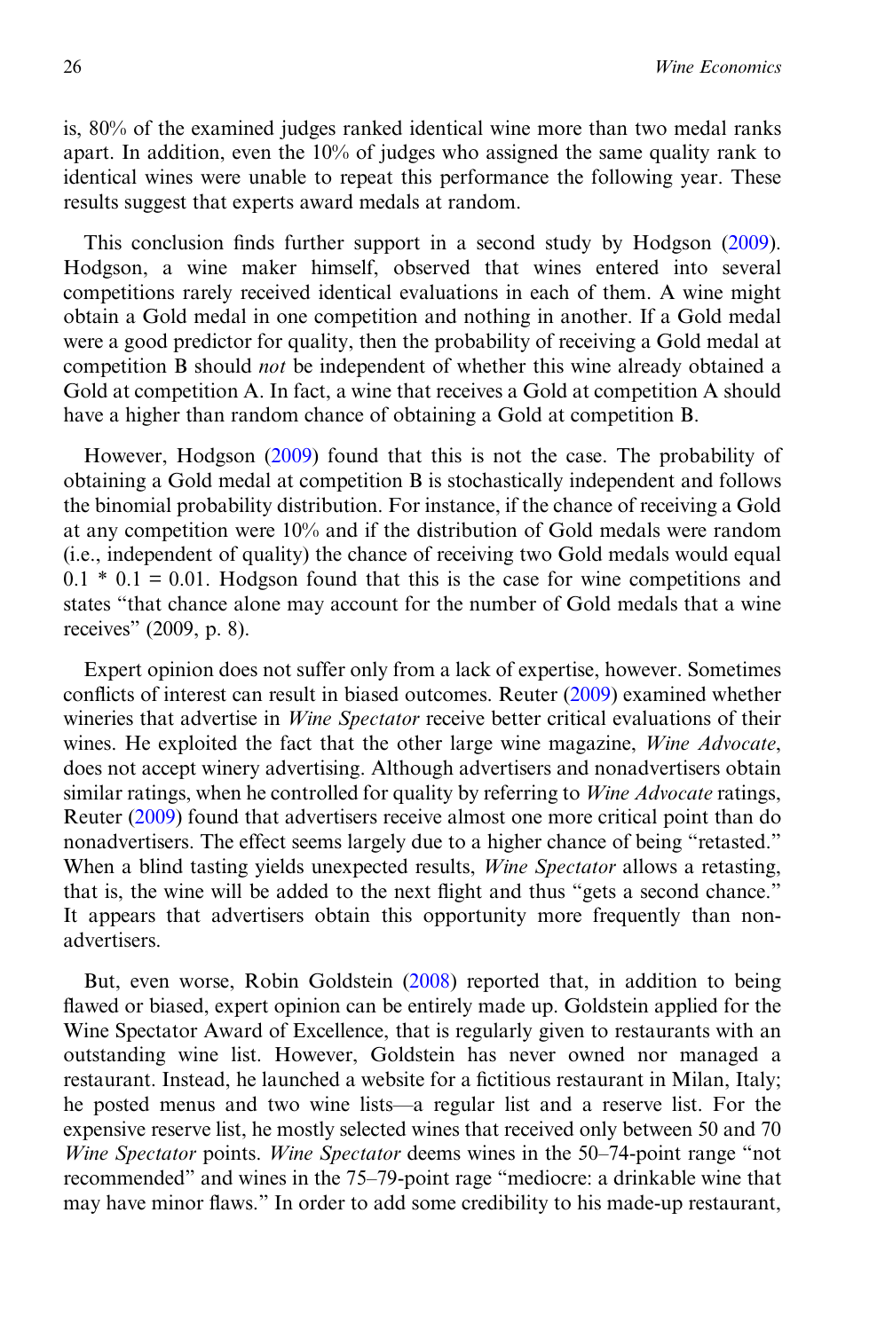is, 80% of the examined judges ranked identical wine more than two medal ranks apart. In addition, even the 10% of judges who assigned the same quality rank to identical wines were unable to repeat this performance the following year. These results suggest that experts award medals at random.

This conclusion finds further support in a second study by Hodgson (2009). Hodgson, a wine maker himself, observed that wines entered into several competitions rarely received identical evaluations in each of them. A wine might obtain a Gold medal in one competition and nothing in another. If a Gold medal were a good predictor for quality, then the probability of receiving a Gold medal at competition B should *not* be independent of whether this wine already obtained a Gold at competition A. In fact, a wine that receives a Gold at competition A should have a higher than random chance of obtaining a Gold at competition B.

However, Hodgson (2009) found that this is not the case. The probability of obtaining a Gold medal at competition B is stochastically independent and follows the binomial probability distribution. For instance, if the chance of receiving a Gold at any competition were 10% and if the distribution of Gold medals were random (i.e., independent of quality) the chance of receiving two Gold medals would equal $0.1 * 0.1 = 0.01$. Hodgson found that this is the case for wine competitions and states "that chance alone may account for the number of Gold medals that a wine receives" (2009, p. 8).

Expert opinion does not suffer only from a lack of expertise, however. Sometimes conflicts of interest can result in biased outcomes. Reuter (2009) examined whether wineries that advertise in *Wine Spectator* receive better critical evaluations of their wines. He exploited the fact that the other large wine magazine, *Wine Advocate*, does not accept winery advertising. Although advertisers and nonadvertisers obtain similar ratings, when he controlled for quality by referring to *Wine Advocate* ratings, Reuter (2009) found that advertisers receive almost one more critical point than do nonadvertisers. The effect seems largely due to a higher chance of being "retasted." When a blind tasting yields unexpected results, *Wine Spectator* allows a retasting, that is, the wine will be added to the next flight and thus "gets a second chance." It appears that advertisers obtain this opportunity more frequently than non-advertisers.

But, even worse, Robin Goldstein (2008) reported that, in addition to being flawed or biased, expert opinion can be entirely made up. Goldstein applied for the Wine Spectator Award of Excellence, that is regularly given to restaurants with an outstanding wine list. However, Goldstein has never owned nor managed a restaurant. Instead, he launched a website for a fictitious restaurant in Milan, Italy; he posted menus and two wine lists—a regular list and a reserve list. For the expensive reserve list, he mostly selected wines that received only between 50 and 70 *Wine Spectator* points. *Wine Spectator* deems wines in the 50–74-point range "not recommended" and wines in the 75–79-point rage "mediocre: a drinkable wine that may have minor flaws." In order to add some credibility to his made-up restaurant,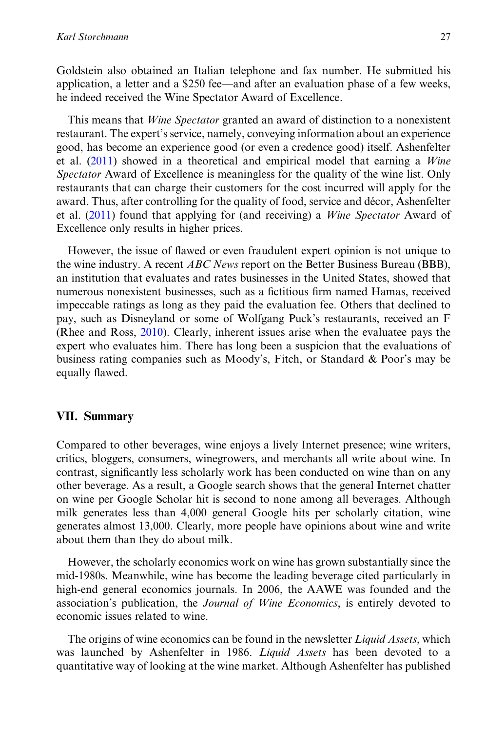Goldstein also obtained an Italian telephone and fax number. He submitted his application, a letter and a $250 fee—and after an evaluation phase of a few weeks, he indeed received the Wine Spectator Award of Excellence.

This means that *Wine Spectator* granted an award of distinction to a nonexistent restaurant. The expert's service, namely, conveying information about an experience good, has become an experience good (or even a credence good) itself. Ashenfelter et al. (2011) showed in a theoretical and empirical model that earning a *Wine Spectator* Award of Excellence is meaningless for the quality of the wine list. Only restaurants that can charge their customers for the cost incurred will apply for the award. Thus, after controlling for the quality of food, service and décor, Ashenfelter et al. (2011) found that applying for (and receiving) a *Wine Spectator* Award of Excellence only results in higher prices.

However, the issue of flawed or even fraudulent expert opinion is not unique to the wine industry. A recent *ABC News* report on the Better Business Bureau (BBB), an institution that evaluates and rates businesses in the United States, showed that numerous nonexistent businesses, such as a fictitious firm named Hamas, received impeccable ratings as long as they paid the evaluation fee. Others that declined to pay, such as Disneyland or some of Wolfgang Puck's restaurants, received an F (Rhee and Ross, 2010). Clearly, inherent issues arise when the evaluatee pays the expert who evaluates him. There has long been a suspicion that the evaluations of business rating companies such as Moody's, Fitch, or Standard & Poor's may be equally flawed.

## VII. Summary

Compared to other beverages, wine enjoys a lively Internet presence; wine writers, critics, bloggers, consumers, winegrowers, and merchants all write about wine. In contrast, significantly less scholarly work has been conducted on wine than on any other beverage. As a result, a Google search shows that the general Internet chatter on wine per Google Scholar hit is second to none among all beverages. Although milk generates less than 4,000 general Google hits per scholarly citation, wine generates almost 13,000. Clearly, more people have opinions about wine and write about them than they do about milk.

However, the scholarly economics work on wine has grown substantially since the mid-1980s. Meanwhile, wine has become the leading beverage cited particularly in high-end general economics journals. In 2006, the AAWE was founded and the association's publication, the *Journal of Wine Economics*, is entirely devoted to economic issues related to wine.

The origins of wine economics can be found in the newsletter *Liquid Assets*, which was launched by Ashenfelter in 1986. *Liquid Assets* has been devoted to a quantitative way of looking at the wine market. Although Ashenfelter has published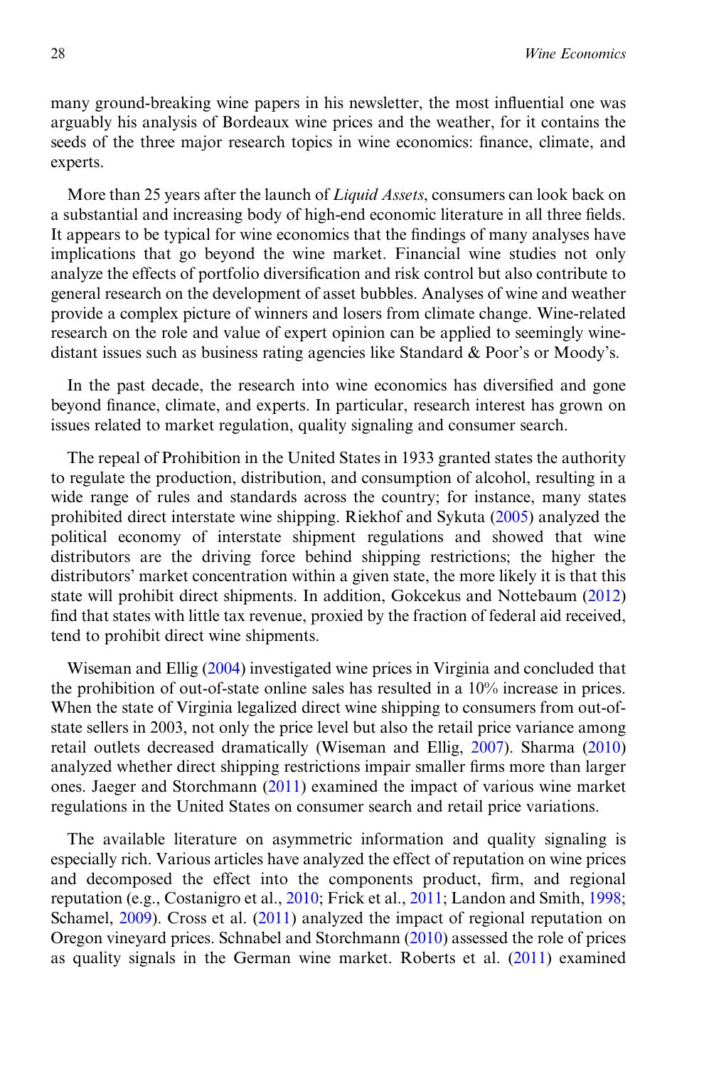many ground-breaking wine papers in his newsletter, the most influential one was arguably his analysis of Bordeaux wine prices and the weather, for it contains the seeds of the three major research topics in wine economics: finance, climate, and experts.

More than 25 years after the launch of *Liquid Assets*, consumers can look back on a substantial and increasing body of high-end economic literature in all three fields. It appears to be typical for wine economics that the findings of many analyses have implications that go beyond the wine market. Financial wine studies not only analyze the effects of portfolio diversification and risk control but also contribute to general research on the development of asset bubbles. Analyses of wine and weather provide a complex picture of winners and losers from climate change. Wine-related research on the role and value of expert opinion can be applied to seemingly wine-distant issues such as business rating agencies like Standard & Poor's or Moody's.

In the past decade, the research into wine economics has diversified and gone beyond finance, climate, and experts. In particular, research interest has grown on issues related to market regulation, quality signaling and consumer search.

The repeal of Prohibition in the United States in 1933 granted states the authority to regulate the production, distribution, and consumption of alcohol, resulting in a wide range of rules and standards across the country; for instance, many states prohibited direct interstate wine shipping. Riekhof and Sykuta (2005) analyzed the political economy of interstate shipment regulations and showed that wine distributors are the driving force behind shipping restrictions; the higher the distributors' market concentration within a given state, the more likely it is that this state will prohibit direct shipments. In addition, Gokcekus and Nottebaum (2012) find that states with little tax revenue, proxied by the fraction of federal aid received, tend to prohibit direct wine shipments.

Wiseman and Ellig (2004) investigated wine prices in Virginia and concluded that the prohibition of out-of-state online sales has resulted in a 10% increase in prices. When the state of Virginia legalized direct wine shipping to consumers from out-of-state sellers in 2003, not only the price level but also the retail price variance among retail outlets decreased dramatically (Wiseman and Ellig, 2007). Sharma (2010) analyzed whether direct shipping restrictions impair smaller firms more than larger ones. Jaeger and Storchmann (2011) examined the impact of various wine market regulations in the United States on consumer search and retail price variations.

The available literature on asymmetric information and quality signaling is especially rich. Various articles have analyzed the effect of reputation on wine prices and decomposed the effect into the components product, firm, and regional reputation (e.g., Costanigro et al., 2010; Frick et al., 2011; Landon and Smith, 1998; Schamel, 2009). Cross et al. (2011) analyzed the impact of regional reputation on Oregon vineyard prices. Schnabel and Storchmann (2010) assessed the role of prices as quality signals in the German wine market. Roberts et al. (2011) examined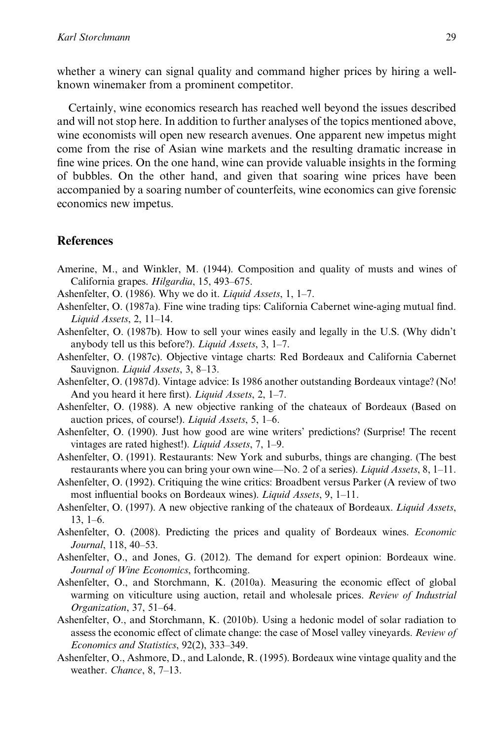whether a winery can signal quality and command higher prices by hiring a well-known winemaker from a prominent competitor.

Certainly, wine economics research has reached well beyond the issues described and will not stop here. In addition to further analyses of the topics mentioned above, wine economists will open new research avenues. One apparent new impetus might come from the rise of Asian wine markets and the resulting dramatic increase in fine wine prices. On the one hand, wine can provide valuable insights in the forming of bubbles. On the other hand, and given that soaring wine prices have been accompanied by a soaring number of counterfeits, wine economics can give forensic economics new impetus.

## References

Amerine, M., and Winkler, M. (1944). Composition and quality of musts and wines of California grapes. *Hilgardia*, 15, 493–675.

Ashenfelter, O. (1986). Why we do it. *Liquid Assets*, 1, 1–7.

Ashenfelter, O. (1987a). Fine wine trading tips: California Cabernet wine-aging mutual find. *Liquid Assets*, 2, 11–14.

Ashenfelter, O. (1987b). How to sell your wines easily and legally in the U.S. (Why didn't anybody tell us this before?). *Liquid Assets*, 3, 1–7.

Ashenfelter, O. (1987c). Objective vintage charts: Red Bordeaux and California Cabernet Sauvignon. *Liquid Assets*, 3, 8–13.

Ashenfelter, O. (1987d). Vintage advice: Is 1986 another outstanding Bordeaux vintage? (No! And you heard it here first). *Liquid Assets*, 2, 1–7.

Ashenfelter, O. (1988). A new objective ranking of the chateaux of Bordeaux (Based on auction prices, of course!). *Liquid Assets*, 5, 1–6.

Ashenfelter, O. (1990). Just how good are wine writers' predictions? (Surprise! The recent vintages are rated highest!). *Liquid Assets*, 7, 1–9.

Ashenfelter, O. (1991). Restaurants: New York and suburbs, things are changing. (The best restaurants where you can bring your own wine—No. 2 of a series). *Liquid Assets*, 8, 1–11.

Ashenfelter, O. (1992). Critiquing the wine critics: Broadbent versus Parker (A review of two most influential books on Bordeaux wines). *Liquid Assets*, 9, 1–11.

Ashenfelter, O. (1997). A new objective ranking of the chateaux of Bordeaux. *Liquid Assets*, 13, 1–6.

Ashenfelter, O. (2008). Predicting the prices and quality of Bordeaux wines. *Economic Journal*, 118, 40–53.

Ashenfelter, O., and Jones, G. (2012). The demand for expert opinion: Bordeaux wine. *Journal of Wine Economics*, forthcoming.

Ashenfelter, O., and Storchmann, K. (2010a). Measuring the economic effect of global warming on viticulture using auction, retail and wholesale prices. *Review of Industrial Organization*, 37, 51–64.

Ashenfelter, O., and Storchmann, K. (2010b). Using a hedonic model of solar radiation to assess the economic effect of climate change: the case of Mosel valley vineyards. *Review of Economics and Statistics*, 92(2), 333–349.

Ashenfelter, O., Ashmore, D., and Lalonde, R. (1995). Bordeaux wine vintage quality and the weather. *Chance*, 8, 7–13.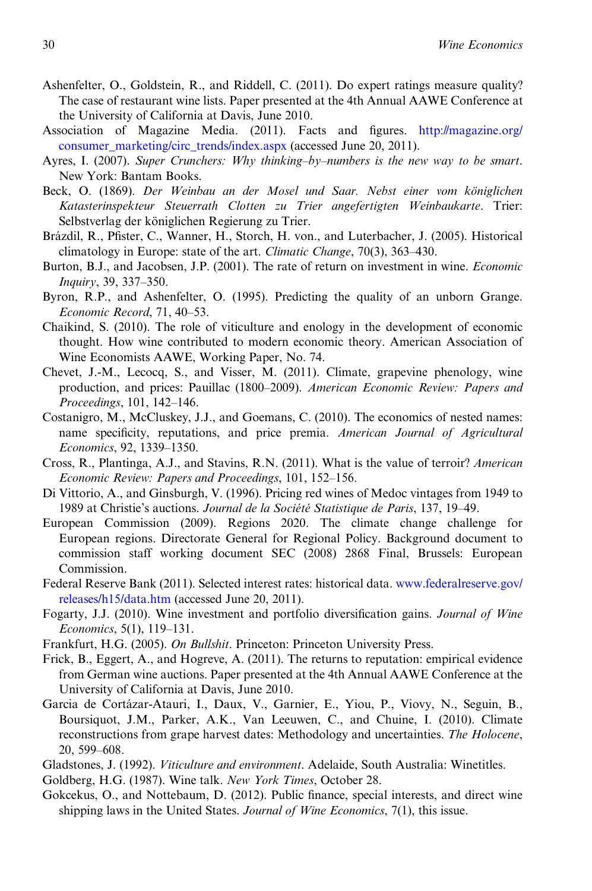Ashenfelter, O., Goldstein, R., and Riddell, C. (2011). Do expert ratings measure quality? The case of restaurant wine lists. Paper presented at the 4th Annual AAWE Conference at the University of California at Davis, June 2010.

Association of Magazine Media. (2011). Facts and figures. http://magazine.org/consumer_marketing/circ_trends/index.aspx (accessed June 20, 2011).

Ayres, I. (2007). *Super Crunchers: Why thinking–by–numbers is the new way to be smart*. New York: Bantam Books.

Beck, O. (1869). *Der Weinbau an der Mosel und Saar. Nebst einer vom königlichen Katasterinspekteur Steuerrath Clotten zu Trier angefertigten Weinbaukarte*. Trier: Selbstverlag der königlichen Regierung zu Trier.

Brázdil, R., Pfister, C., Wanner, H., Storch, H. von., and Luterbacher, J. (2005). Historical climatology in Europe: state of the art. *Climatic Change*, 70(3), 363–430.

Burton, B.J., and Jacobsen, J.P. (2001). The rate of return on investment in wine. *Economic Inquiry*, 39, 337–350.

Byron, R.P., and Ashenfelter, O. (1995). Predicting the quality of an unborn Grange. *Economic Record*, 71, 40–53.

Chaikind, S. (2010). The role of viticulture and enology in the development of economic thought. How wine contributed to modern economic theory. American Association of Wine Economists AAWE, Working Paper, No. 74.

Chevet, J.-M., Lecocq, S., and Visser, M. (2011). Climate, grapevine phenology, wine production, and prices: Pauillac (1800–2009). *American Economic Review: Papers and Proceedings*, 101, 142–146.

Costanigro, M., McCluskey, J.J., and Goemans, C. (2010). The economics of nested names: name specificity, reputations, and price premia. *American Journal of Agricultural Economics*, 92, 1339–1350.

Cross, R., Plantinga, A.J., and Stavins, R.N. (2011). What is the value of terroir? *American Economic Review: Papers and Proceedings*, 101, 152–156.

Di Vittorio, A., and Ginsburgh, V. (1996). Pricing red wines of Medoc vintages from 1949 to 1989 at Christie's auctions. *Journal de la Société Statistique de Paris*, 137, 19–49.

European Commission (2009). Regions 2020. The climate change challenge for European regions. Directorate General for Regional Policy. Background document to commission staff working document SEC (2008) 2868 Final, Brussels: European Commission.

Federal Reserve Bank (2011). Selected interest rates: historical data. www.federalreserve.gov/releases/h15/data.htm (accessed June 20, 2011).

Fogarty, J.J. (2010). Wine investment and portfolio diversification gains. *Journal of Wine Economics*, 5(1), 119–131.

Frankfurt, H.G. (2005). *On Bullshit*. Princeton: Princeton University Press.

Frick, B., Eggert, A., and Hogreve, A. (2011). The returns to reputation: empirical evidence from German wine auctions. Paper presented at the 4th Annual AAWE Conference at the University of California at Davis, June 2010.

Garcia de Cortázar-Atauri, I., Daux, V., Garnier, E., Yiou, P., Viovy, N., Seguin, B., Boursiquot, J.M., Parker, A.K., Van Leeuwen, C., and Chuine, I. (2010). Climate reconstructions from grape harvest dates: Methodology and uncertainties. *The Holocene*, 20, 599–608.

Gladstones, J. (1992). *Viticulture and environment*. Adelaide, South Australia: Winetitles.

Goldberg, H.G. (1987). Wine talk. *New York Times*, October 28.

Gokcekus, O., and Nottebaum, D. (2012). Public finance, special interests, and direct wine shipping laws in the United States. *Journal of Wine Economics*, 7(1), this issue.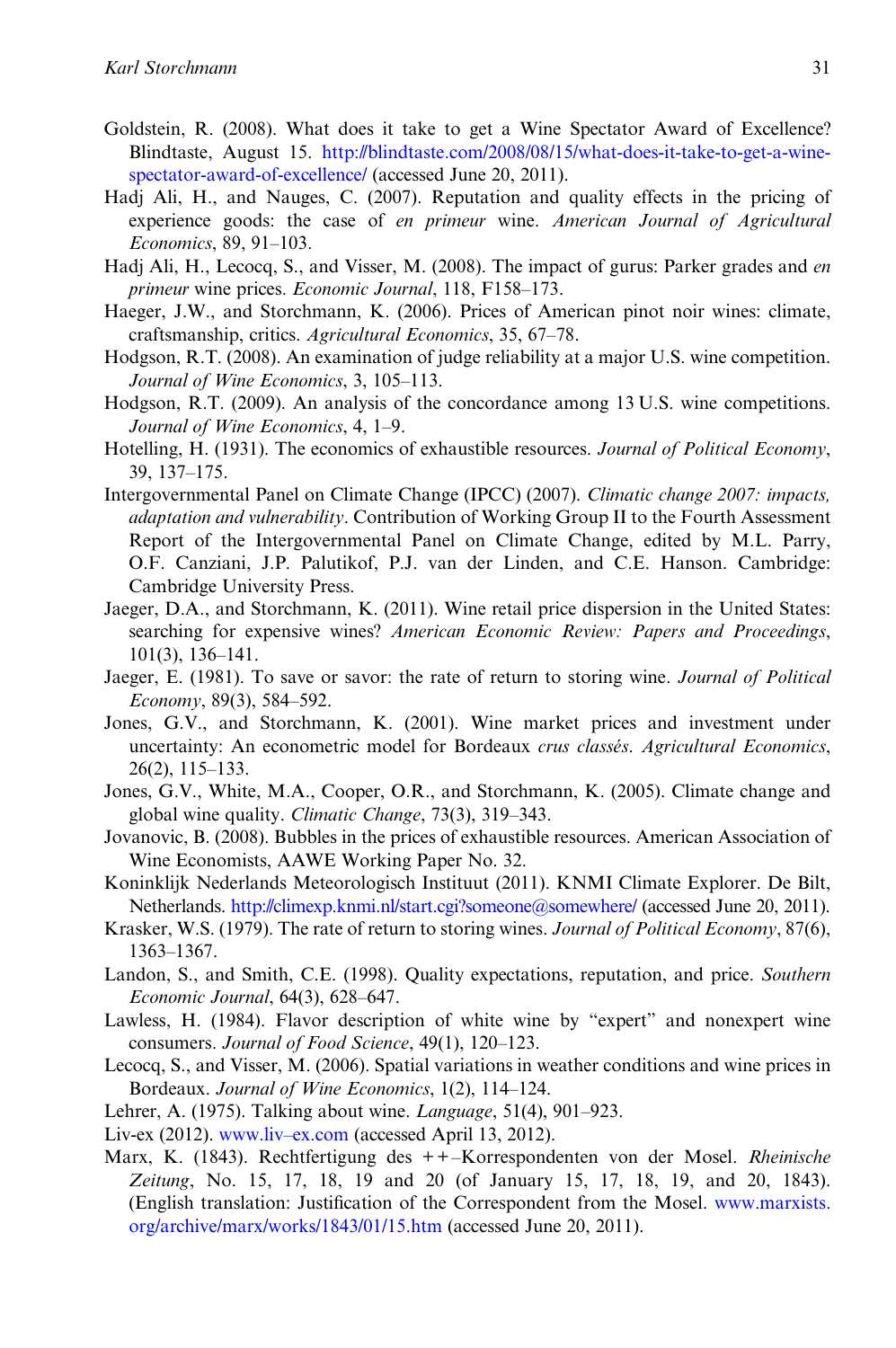Goldstein, R. (2008). What does it take to get a Wine Spectator Award of Excellence? Blindtaste, August 15. http://blindtaste.com/2008/08/15/what-does-it-take-to-get-a-wine-spectator-award-of-excellence/ (accessed June 20, 2011).

Hadj Ali, H., and Nauges, C. (2007). Reputation and quality effects in the pricing of experience goods: the case of *en primeur* wine. *American Journal of Agricultural Economics*, 89, 91–103.

Hadj Ali, H., Lecocq, S., and Visser, M. (2008). The impact of gurus: Parker grades and *en primeur* wine prices. *Economic Journal*, 118, F158–173.

Haeger, J.W., and Storchmann, K. (2006). Prices of American pinot noir wines: climate, craftsmanship, critics. *Agricultural Economics*, 35, 67–78.

Hodgson, R.T. (2008). An examination of judge reliability at a major U.S. wine competition. *Journal of Wine Economics*, 3, 105–113.

Hodgson, R.T. (2009). An analysis of the concordance among 13 U.S. wine competitions. *Journal of Wine Economics*, 4, 1–9.

Hotelling, H. (1931). The economics of exhaustible resources. *Journal of Political Economy*, 39, 137–175.

Intergovernmental Panel on Climate Change (IPCC) (2007). *Climatic change 2007: impacts, adaptation and vulnerability*. Contribution of Working Group II to the Fourth Assessment Report of the Intergovernmental Panel on Climate Change, edited by M.L. Parry, O.F. Canziani, J.P. Palutikof, P.J. van der Linden, and C.E. Hanson. Cambridge: Cambridge University Press.

Jaeger, D.A., and Storchmann, K. (2011). Wine retail price dispersion in the United States: searching for expensive wines? *American Economic Review: Papers and Proceedings*, 101(3), 136–141.

Jaeger, E. (1981). To save or savor: the rate of return to storing wine. *Journal of Political Economy*, 89(3), 584–592.

Jones, G.V., and Storchmann, K. (2001). Wine market prices and investment under uncertainty: An econometric model for Bordeaux *crus classés*. *Agricultural Economics*, 26(2), 115–133.

Jones, G.V., White, M.A., Cooper, O.R., and Storchmann, K. (2005). Climate change and global wine quality. *Climatic Change*, 73(3), 319–343.

Jovanovic, B. (2008). Bubbles in the prices of exhaustible resources. American Association of Wine Economists, AAWE Working Paper No. 32.

Koninklijk Nederlands Meteorologisch Instituut (2011). KNMI Climate Explorer. De Bilt, Netherlands. http://climexp.knmi.nl/start.cgi?someone@somewhere/ (accessed June 20, 2011).

Krasker, W.S. (1979). The rate of return to storing wines. *Journal of Political Economy*, 87(6), 1363–1367.

Landon, S., and Smith, C.E. (1998). Quality expectations, reputation, and price. *Southern Economic Journal*, 64(3), 628–647.

Lawless, H. (1984). Flavor description of white wine by "expert" and nonexpert wine consumers. *Journal of Food Science*, 49(1), 120–123.

Lecocq, S., and Visser, M. (2006). Spatial variations in weather conditions and wine prices in Bordeaux. *Journal of Wine Economics*, 1(2), 114–124.

Lehrer, A. (1975). Talking about wine. *Language*, 51(4), 901–923.

Liv-ex (2012). www.liv–ex.com (accessed April 13, 2012).

Marx, K. (1843). Rechtfertigung des ++–Korrespondenten von der Mosel. *Rheinische Zeitung*, No. 15, 17, 18, 19 and 20 (of January 15, 17, 18, 19, and 20, 1843). (English translation: Justification of the Correspondent from the Mosel. www.marxists.org/archive/marx/works/1843/01/15.htm (accessed June 20, 2011).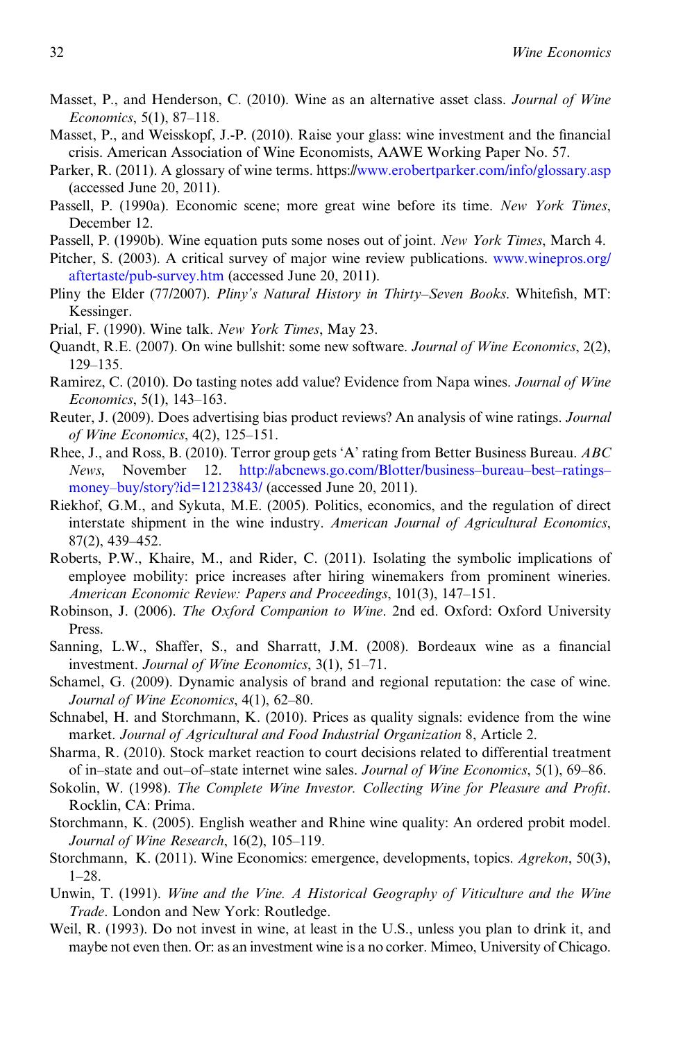Masset, P., and Henderson, C. (2010). Wine as an alternative asset class. *Journal of Wine Economics*, 5(1), 87–118.

Masset, P., and Weisskopf, J.-P. (2010). Raise your glass: wine investment and the financial crisis. American Association of Wine Economists, AAWE Working Paper No. 57.

Parker, R. (2011). A glossary of wine terms. https://www.erobertparker.com/info/glossary.asp (accessed June 20, 2011).

Passell, P. (1990a). Economic scene; more great wine before its time. *New York Times*, December 12.

Passell, P. (1990b). Wine equation puts some noses out of joint. *New York Times*, March 4.

Pitcher, S. (2003). A critical survey of major wine review publications. www.winepros.org/aftertaste/pub-survey.htm (accessed June 20, 2011).

Pliny the Elder (77/2007). *Pliny's Natural History in Thirty–Seven Books*. Whitefish, MT: Kessinger.

Prial, F. (1990). Wine talk. *New York Times*, May 23.

Quandt, R.E. (2007). On wine bullshit: some new software. *Journal of Wine Economics*, 2(2), 129–135.

Ramirez, C. (2010). Do tasting notes add value? Evidence from Napa wines. *Journal of Wine Economics*, 5(1), 143–163.

Reuter, J. (2009). Does advertising bias product reviews? An analysis of wine ratings. *Journal of Wine Economics*, 4(2), 125–151.

Rhee, J., and Ross, B. (2010). Terror group gets 'A' rating from Better Business Bureau. *ABC News*, November 12. http://abcnews.go.com/Blotter/business–bureau–best–ratings–money–buy/story?id=12123843/ (accessed June 20, 2011).

Riekhof, G.M., and Sykuta, M.E. (2005). Politics, economics, and the regulation of direct interstate shipment in the wine industry. *American Journal of Agricultural Economics*, 87(2), 439–452.

Roberts, P.W., Khaire, M., and Rider, C. (2011). Isolating the symbolic implications of employee mobility: price increases after hiring winemakers from prominent wineries. *American Economic Review: Papers and Proceedings*, 101(3), 147–151.

Robinson, J. (2006). *The Oxford Companion to Wine*. 2nd ed. Oxford: Oxford University Press.

Sanning, L.W., Shaffer, S., and Sharratt, J.M. (2008). Bordeaux wine as a financial investment. *Journal of Wine Economics*, 3(1), 51–71.

Schamel, G. (2009). Dynamic analysis of brand and regional reputation: the case of wine. *Journal of Wine Economics*, 4(1), 62–80.

Schnabel, H. and Storchmann, K. (2010). Prices as quality signals: evidence from the wine market. *Journal of Agricultural and Food Industrial Organization* 8, Article 2.

Sharma, R. (2010). Stock market reaction to court decisions related to differential treatment of in–state and out–of–state internet wine sales. *Journal of Wine Economics*, 5(1), 69–86.

Sokolin, W. (1998). *The Complete Wine Investor. Collecting Wine for Pleasure and Profit*. Rocklin, CA: Prima.

Storchmann, K. (2005). English weather and Rhine wine quality: An ordered probit model. *Journal of Wine Research*, 16(2), 105–119.

Storchmann, K. (2011). Wine Economics: emergence, developments, topics. *Agrekon*, 50(3), 1–28.

Unwin, T. (1991). *Wine and the Vine. A Historical Geography of Viticulture and the Wine Trade*. London and New York: Routledge.

Weil, R. (1993). Do not invest in wine, at least in the U.S., unless you plan to drink it, and maybe not even then. Or: as an investment wine is a no corker. Mimeo, University of Chicago.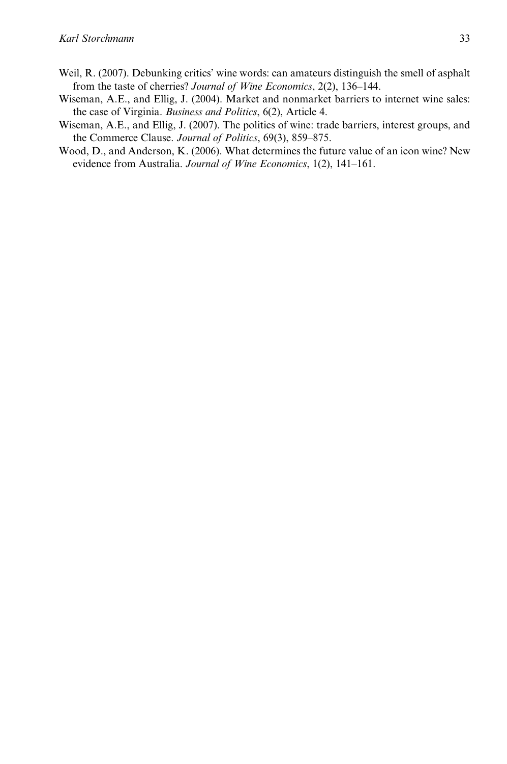Weil, R. (2007). Debunking critics' wine words: can amateurs distinguish the smell of asphalt from the taste of cherries? *Journal of Wine Economics*, 2(2), 136–144.

Wiseman, A.E., and Ellig, J. (2004). Market and nonmarket barriers to internet wine sales: the case of Virginia. *Business and Politics*, 6(2), Article 4.

Wiseman, A.E., and Ellig, J. (2007). The politics of wine: trade barriers, interest groups, and the Commerce Clause. *Journal of Politics*, 69(3), 859–875.

Wood, D., and Anderson, K. (2006). What determines the future value of an icon wine? New evidence from Australia. *Journal of Wine Economics*, 1(2), 141–161.